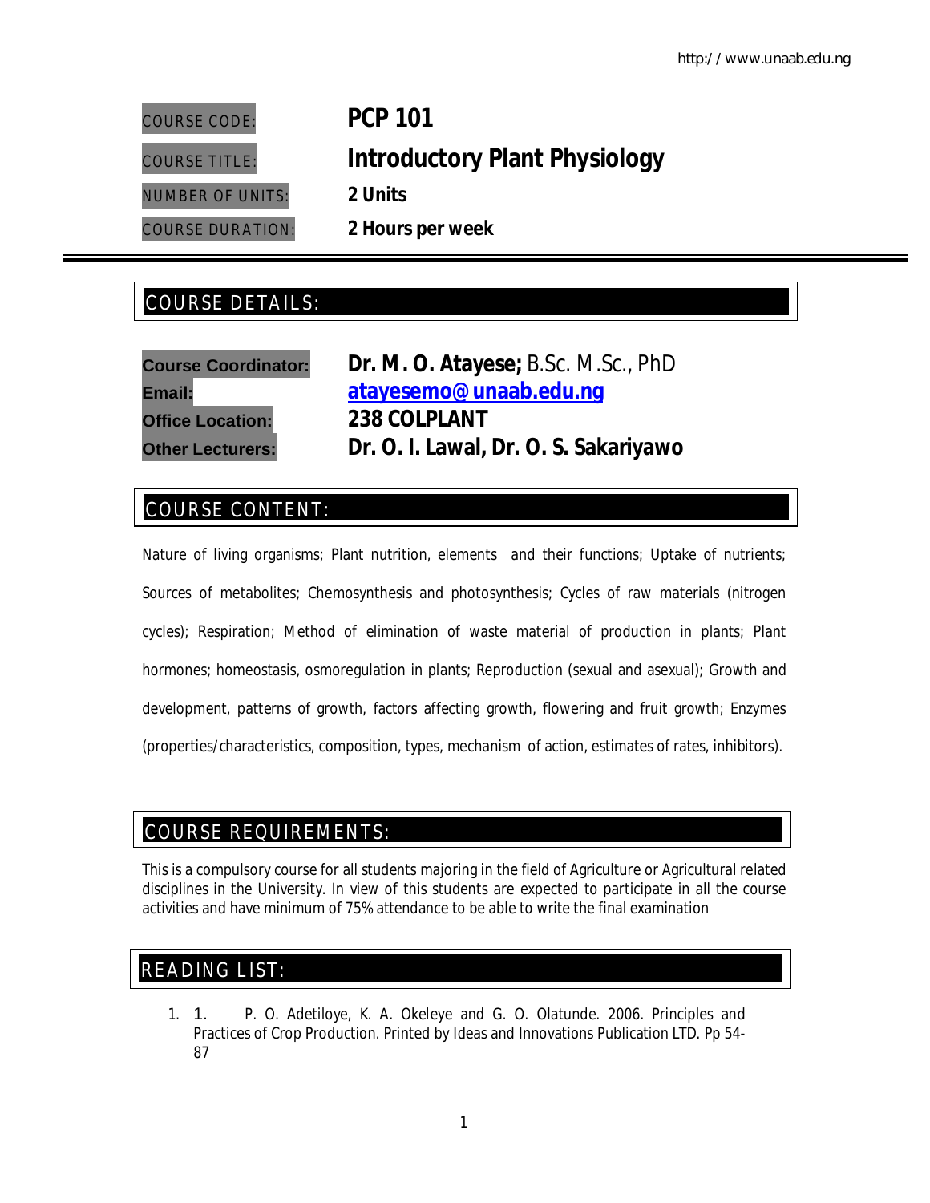| | |
|---|---|
| COURSE CODE: | **PCP 101** |
| COURSE TITLE: | **Introductory Plant Physiology** |
| NUMBER OF UNITS: | **2 Units** |
| COURSE DURATION: | **2 Hours per week** |

## COURSE DETAILS:

| | |
|---|---|
| **Course Coordinator:** | **Dr. M. O. Atayese;** B.Sc. M.Sc., PhD |
| **Email:** | **atayesemo@unaab.edu.ng** |
| **Office Location:** | **238 COLPLANT** |
| **Other Lecturers:** | **Dr. O. I. Lawal, Dr. O. S. Sakariyawo** |

## COURSE CONTENT:

Nature of living organisms; Plant nutrition, elements and their functions; Uptake of nutrients; Sources of metabolites; Chemosynthesis and photosynthesis; Cycles of raw materials (nitrogen cycles); Respiration; Method of elimination of waste material of production in plants; Plant hormones; homeostasis, osmoregulation in plants; Reproduction (sexual and asexual); Growth and development, patterns of growth, factors affecting growth, flowering and fruit growth; Enzymes (properties/characteristics, composition, types, mechanism of action, estimates of rates, inhibitors).

## COURSE REQUIREMENTS:

This is a compulsory course for all students majoring in the field of Agriculture or Agricultural related disciplines in the University. In view of this students are expected to participate in all the course activities and have minimum of 75% attendance to be able to write the final examination

## READING LIST:

1. 1. P. O. Adetiloye, K. A. Okeleye and G. O. Olatunde. 2006. Principles and Practices of Crop Production. Printed by Ideas and Innovations Publication LTD. Pp 54-87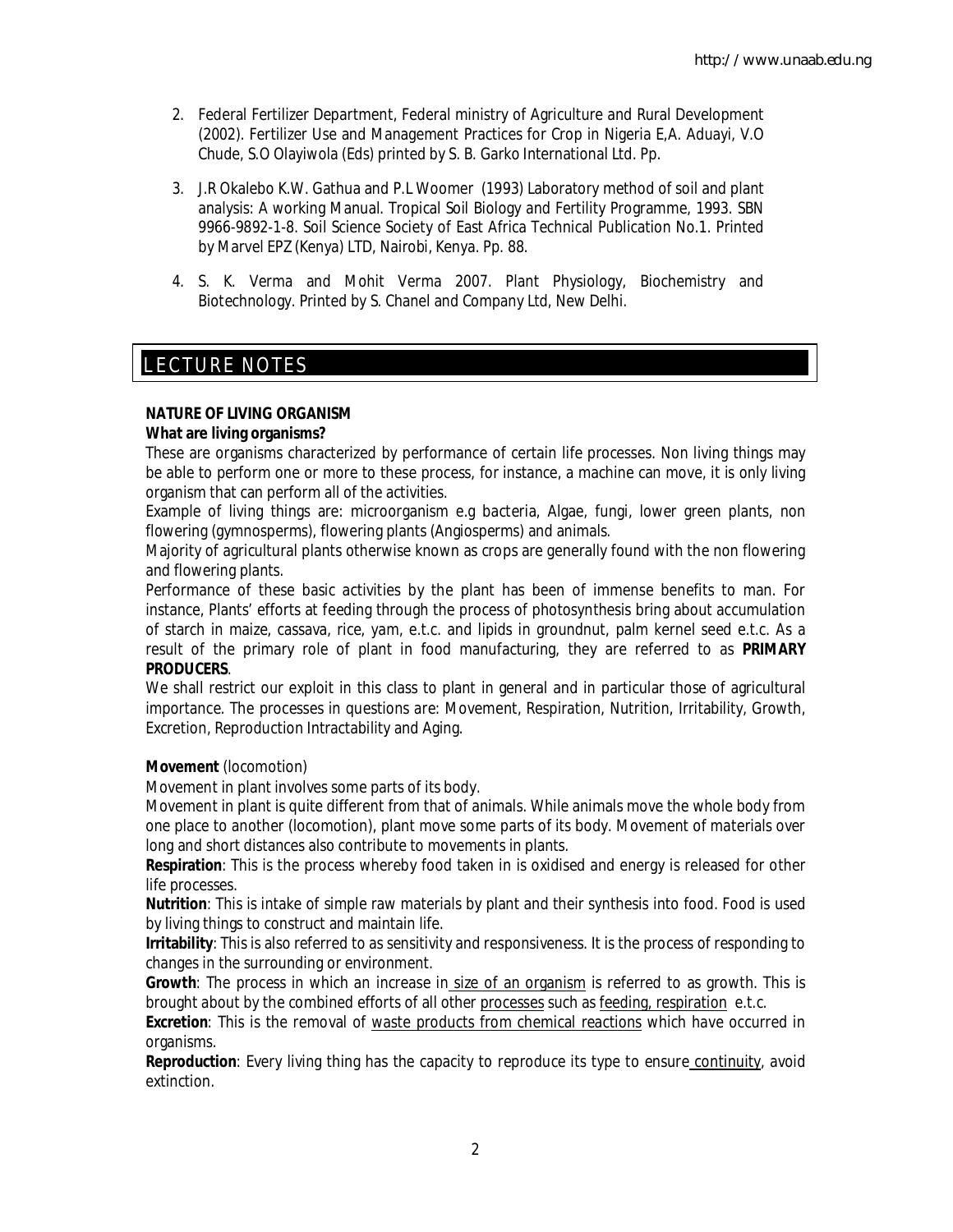2. Federal Fertilizer Department, Federal ministry of Agriculture and Rural Development (2002). Fertilizer Use and Management Practices for Crop in Nigeria E,A. Aduayi, V.O Chude, S.O Olayiwola (Eds) printed by S. B. Garko International Ltd. Pp.

3. J.R Okalebo K.W. Gathua and P.L Woomer (1993) Laboratory method of soil and plant analysis: A working Manual. Tropical Soil Biology and Fertility Programme, 1993. SBN 9966-9892-1-8. Soil Science Society of East Africa Technical Publication No.1. Printed by Marvel EPZ (Kenya) LTD, Nairobi, Kenya. Pp. 88.

4. S. K. Verma and Mohit Verma 2007. Plant Physiology, Biochemistry and Biotechnology. Printed by S. Chanel and Company Ltd, New Delhi.

# LECTURE NOTES

**NATURE OF LIVING ORGANISM**

**What are living organisms?**

These are organisms characterized by performance of certain life processes. Non living things may be able to perform one or more to these process, for instance, a machine can move, it is only living organism that can perform all of the activities.

Example of living things are: microorganism e.g bacteria, Algae, fungi, lower green plants, non flowering (gymnosperms), flowering plants (Angiosperms) and animals.

Majority of agricultural plants otherwise known as crops are generally found with the non flowering and flowering plants.

Performance of these basic activities by the plant has been of immense benefits to man. For instance, Plants' efforts at feeding through the process of photosynthesis bring about accumulation of starch in maize, cassava, rice, yam, e.t.c. and lipids in groundnut, palm kernel seed e.t.c. As a result of the primary role of plant in food manufacturing, they are referred to as **PRIMARY PRODUCERS**.

We shall restrict our exploit in this class to plant in general and in particular those of agricultural importance. The processes in questions are: Movement, Respiration, Nutrition, Irritability, Growth, Excretion, Reproduction Intractability and Aging.

**Movement** (locomotion)

Movement in plant involves some parts of its body.

Movement in plant is quite different from that of animals. While animals move the whole body from one place to another (locomotion), plant move some parts of its body. Movement of materials over long and short distances also contribute to movements in plants.

**Respiration**: This is the process whereby food taken in is oxidised and energy is released for other life processes.

**Nutrition**: This is intake of simple raw materials by plant and their synthesis into food. Food is used by living things to construct and maintain life.

**Irritability**: This is also referred to as sensitivity and responsiveness. It is the process of responding to changes in the surrounding or environment.

**Growth**: The process in which an increase in size of an organism is referred to as growth. This is brought about by the combined efforts of all other processes such as feeding, respiration e.t.c.

**Excretion**: This is the removal of waste products from chemical reactions which have occurred in organisms.

**Reproduction**: Every living thing has the capacity to reproduce its type to ensure continuity, avoid extinction.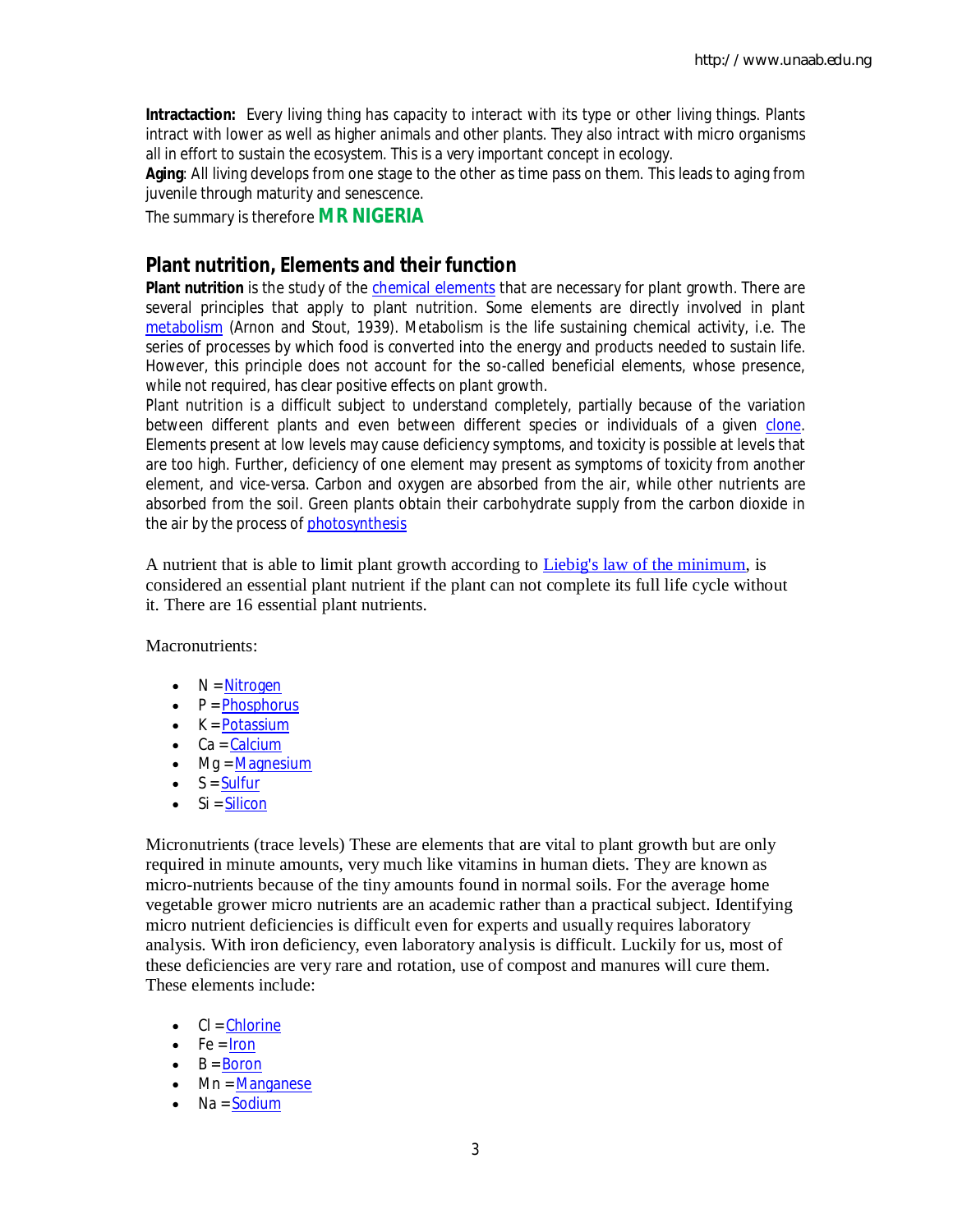**Intractaction:** Every living thing has capacity to interact with its type or other living things. Plants intract with lower as well as higher animals and other plants. They also intract with micro organisms all in effort to sustain the ecosystem. This is a very important concept in ecology.

***Aging***: All living develops from one stage to the other as time pass on them. This leads to aging from juvenile through maturity and senescence.

The summary is therefore **MR NIGERIA**

## Plant nutrition, Elements and their function

**Plant nutrition** is the study of the chemical elements that are necessary for plant growth. There are several principles that apply to plant nutrition. Some elements are directly involved in plant metabolism (Arnon and Stout, 1939). Metabolism is the life sustaining chemical activity, i.e. The series of processes by which food is converted into the energy and products needed to sustain life. However, this principle does not account for the so-called beneficial elements, whose presence, while not required, has clear positive effects on plant growth.

Plant nutrition is a difficult subject to understand completely, partially because of the variation between different plants and even between different species or individuals of a given clone. Elements present at low levels may cause deficiency symptoms, and toxicity is possible at levels that are too high. Further, deficiency of one element may present as symptoms of toxicity from another element, and vice-versa. Carbon and oxygen are absorbed from the air, while other nutrients are absorbed from the soil. Green plants obtain their carbohydrate supply from the carbon dioxide in the air by the process of photosynthesis

A nutrient that is able to limit plant growth according to Liebig's law of the minimum, is considered an essential plant nutrient if the plant can not complete its full life cycle without it. There are 16 essential plant nutrients.

Macronutrients:

- N = Nitrogen
- P = Phosphorus
- K = Potassium
- Ca = Calcium
- Mg = Magnesium
- S = Sulfur
- Si = Silicon

Micronutrients (trace levels) These are elements that are vital to plant growth but are only required in minute amounts, very much like vitamins in human diets. They are known as micro-nutrients because of the tiny amounts found in normal soils. For the average home vegetable grower micro nutrients are an academic rather than a practical subject. Identifying micro nutrient deficiencies is difficult even for experts and usually requires laboratory analysis. With iron deficiency, even laboratory analysis is difficult. Luckily for us, most of these deficiencies are very rare and rotation, use of compost and manures will cure them. These elements include:

- Cl = Chlorine
- Fe = Iron
- B = Boron
- Mn = Manganese
- Na = Sodium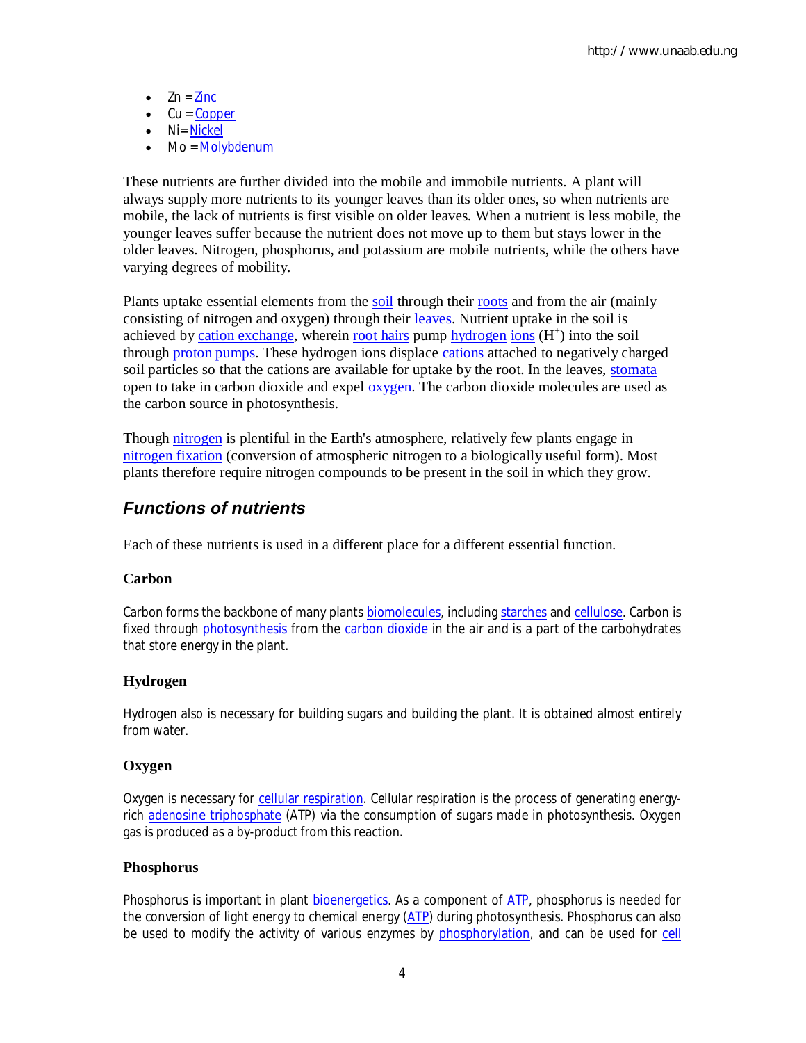- Zn = Zinc
- Cu = Copper
- Ni= Nickel
- Mo = Molybdenum

These nutrients are further divided into the mobile and immobile nutrients. A plant will always supply more nutrients to its younger leaves than its older ones, so when nutrients are mobile, the lack of nutrients is first visible on older leaves. When a nutrient is less mobile, the younger leaves suffer because the nutrient does not move up to them but stays lower in the older leaves. Nitrogen, phosphorus, and potassium are mobile nutrients, while the others have varying degrees of mobility.

Plants uptake essential elements from the soil through their roots and from the air (mainly consisting of nitrogen and oxygen) through their leaves. Nutrient uptake in the soil is achieved by cation exchange, wherein root hairs pump hydrogen ions ($H^+$) into the soil through proton pumps. These hydrogen ions displace cations attached to negatively charged soil particles so that the cations are available for uptake by the root. In the leaves, stomata open to take in carbon dioxide and expel oxygen. The carbon dioxide molecules are used as the carbon source in photosynthesis.

Though nitrogen is plentiful in the Earth's atmosphere, relatively few plants engage in nitrogen fixation (conversion of atmospheric nitrogen to a biologically useful form). Most plants therefore require nitrogen compounds to be present in the soil in which they grow.

## *Functions of nutrients*

Each of these nutrients is used in a different place for a different essential function.

### Carbon

Carbon forms the backbone of many plants biomolecules, including starches and cellulose. Carbon is fixed through photosynthesis from the carbon dioxide in the air and is a part of the carbohydrates that store energy in the plant.

### Hydrogen

Hydrogen also is necessary for building sugars and building the plant. It is obtained almost entirely from water.

### Oxygen

Oxygen is necessary for cellular respiration. Cellular respiration is the process of generating energy-rich adenosine triphosphate (ATP) via the consumption of sugars made in photosynthesis. Oxygen gas is produced as a by-product from this reaction.

### Phosphorus

Phosphorus is important in plant bioenergetics. As a component of ATP, phosphorus is needed for the conversion of light energy to chemical energy (ATP) during photosynthesis. Phosphorus can also be used to modify the activity of various enzymes by phosphorylation, and can be used for cell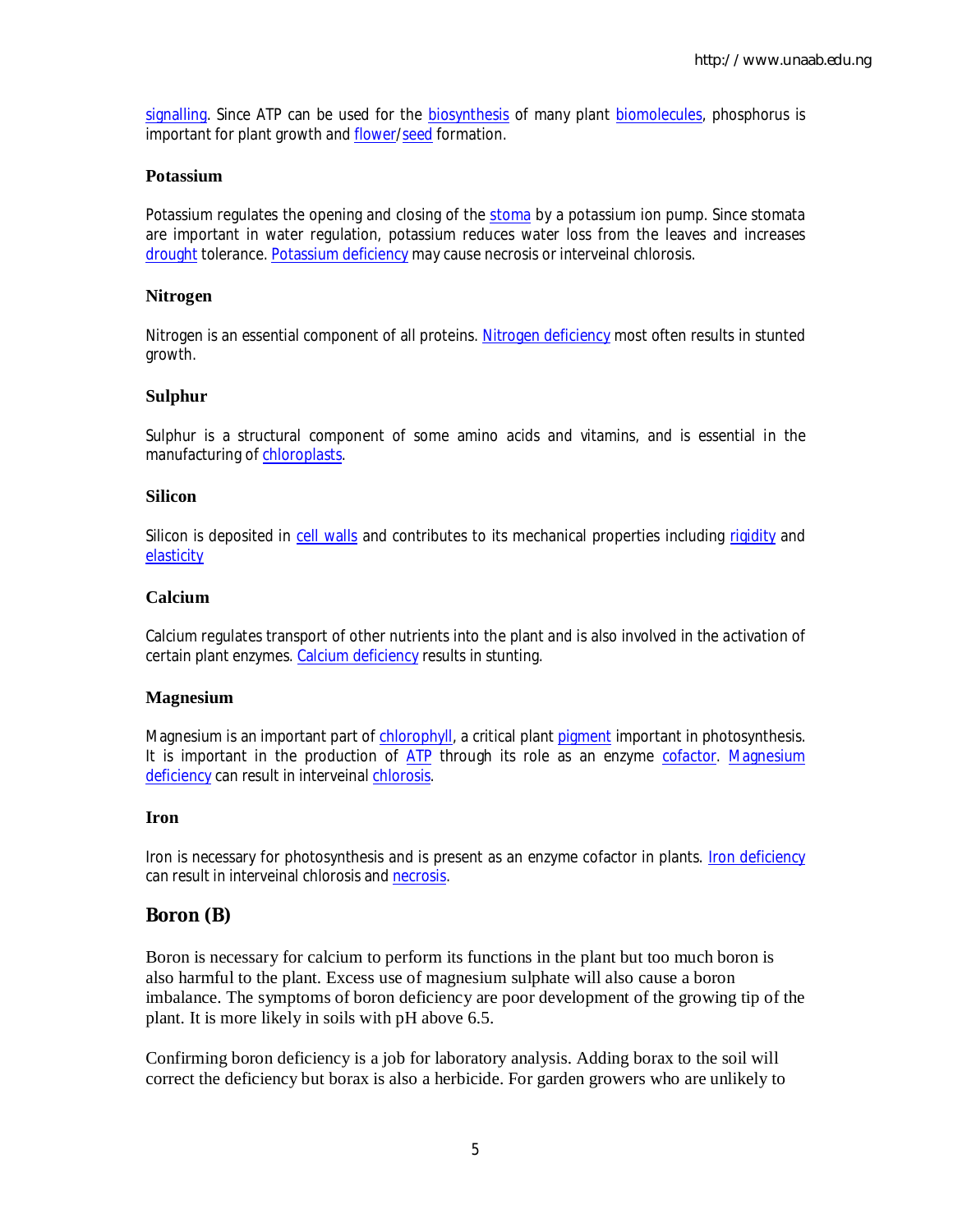signalling. Since ATP can be used for the biosynthesis of many plant biomolecules, phosphorus is important for plant growth and flower/seed formation.

### Potassium

Potassium regulates the opening and closing of the stoma by a potassium ion pump. Since stomata are important in water regulation, potassium reduces water loss from the leaves and increases drought tolerance. Potassium deficiency may cause necrosis or interveinal chlorosis.

### Nitrogen

Nitrogen is an essential component of all proteins. Nitrogen deficiency most often results in stunted growth.

### Sulphur

Sulphur is a structural component of some amino acids and vitamins, and is essential in the manufacturing of chloroplasts.

### Silicon

Silicon is deposited in cell walls and contributes to its mechanical properties including rigidity and elasticity

### Calcium

Calcium regulates transport of other nutrients into the plant and is also involved in the activation of certain plant enzymes. Calcium deficiency results in stunting.

### Magnesium

Magnesium is an important part of chlorophyll, a critical plant pigment important in photosynthesis. It is important in the production of ATP through its role as an enzyme cofactor. Magnesium deficiency can result in interveinal chlorosis.

### Iron

Iron is necessary for photosynthesis and is present as an enzyme cofactor in plants. Iron deficiency can result in interveinal chlorosis and necrosis.

## Boron (B)

Boron is necessary for calcium to perform its functions in the plant but too much boron is also harmful to the plant. Excess use of magnesium sulphate will also cause a boron imbalance. The symptoms of boron deficiency are poor development of the growing tip of the plant. It is more likely in soils with pH above 6.5.

Confirming boron deficiency is a job for laboratory analysis. Adding borax to the soil will correct the deficiency but borax is also a herbicide. For garden growers who are unlikely to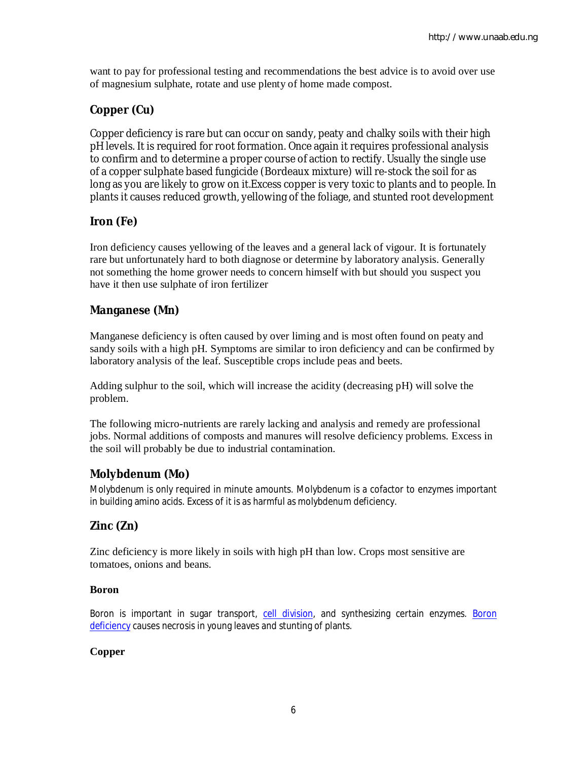want to pay for professional testing and recommendations the best advice is to avoid over use of magnesium sulphate, rotate and use plenty of home made compost.

## Copper (Cu)

Copper deficiency is rare but can occur on sandy, peaty and chalky soils with their high pH levels. It is required for root formation. Once again it requires professional analysis to confirm and to determine a proper course of action to rectify. Usually the single use of a copper sulphate based fungicide (Bordeaux mixture) will re-stock the soil for as long as you are likely to grow on it.Excess copper is very toxic to plants and to people. In plants it causes reduced growth, yellowing of the foliage, and stunted root development

## Iron (Fe)

Iron deficiency causes yellowing of the leaves and a general lack of vigour. It is fortunately rare but unfortunately hard to both diagnose or determine by laboratory analysis. Generally not something the home grower needs to concern himself with but should you suspect you have it then use sulphate of iron fertilizer

## Manganese (Mn)

Manganese deficiency is often caused by over liming and is most often found on peaty and sandy soils with a high pH. Symptoms are similar to iron deficiency and can be confirmed by laboratory analysis of the leaf. Susceptible crops include peas and beets.

Adding sulphur to the soil, which will increase the acidity (decreasing pH) will solve the problem.

The following micro-nutrients are rarely lacking and analysis and remedy are professional jobs. Normal additions of composts and manures will resolve deficiency problems. Excess in the soil will probably be due to industrial contamination.

## Molybdenum (Mo)

Molybdenum is only required in minute amounts. Molybdenum is a cofactor to enzymes important in building amino acids. Excess of it is as harmful as molybdenum deficiency.

## Zinc (Zn)

Zinc deficiency is more likely in soils with high pH than low. Crops most sensitive are tomatoes, onions and beans.

### Boron

Boron is important in sugar transport, cell division, and synthesizing certain enzymes. Boron deficiency causes necrosis in young leaves and stunting of plants.

### Copper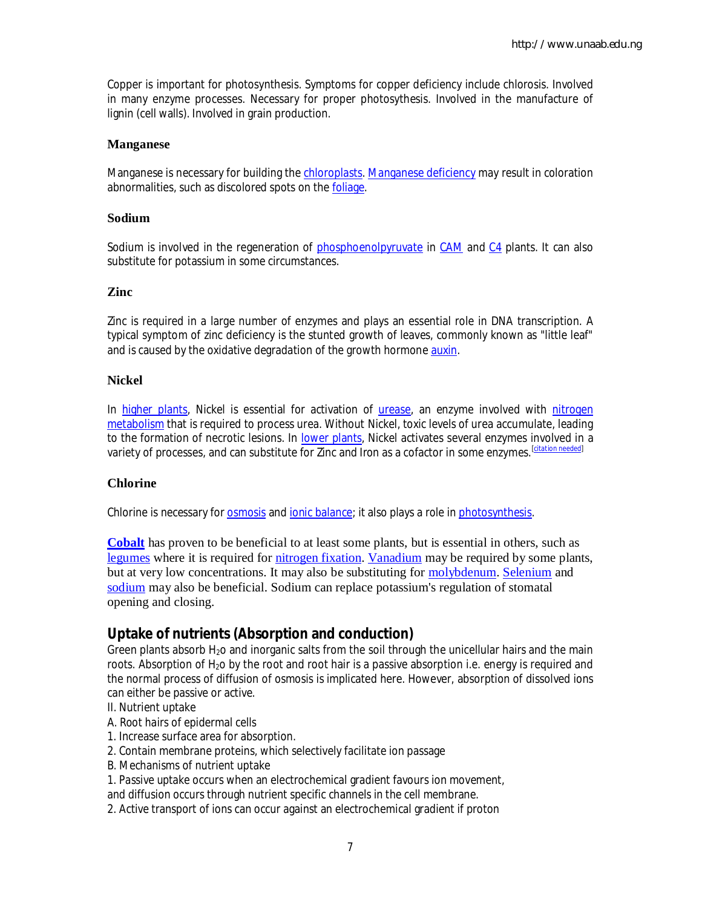Copper is important for photosynthesis. Symptoms for copper deficiency include chlorosis. Involved in many enzyme processes. Necessary for proper photosythesis. Involved in the manufacture of lignin (cell walls). Involved in grain production.

### Manganese

Manganese is necessary for building the chloroplasts. Manganese deficiency may result in coloration abnormalities, such as discolored spots on the foliage.

### Sodium

Sodium is involved in the regeneration of phosphoenolpyruvate in CAM and C4 plants. It can also substitute for potassium in some circumstances.

### Zinc

Zinc is required in a large number of enzymes and plays an essential role in DNA transcription. A typical symptom of zinc deficiency is the stunted growth of leaves, commonly known as "little leaf" and is caused by the oxidative degradation of the growth hormone auxin.

### Nickel

In higher plants, Nickel is essential for activation of urease, an enzyme involved with nitrogen metabolism that is required to process urea. Without Nickel, toxic levels of urea accumulate, leading to the formation of necrotic lesions. In lower plants, Nickel activates several enzymes involved in a variety of processes, and can substitute for Zinc and Iron as a cofactor in some enzymes.[citation needed]

### Chlorine

Chlorine is necessary for osmosis and ionic balance; it also plays a role in photosynthesis.

**Cobalt** has proven to be beneficial to at least some plants, but is essential in others, such as legumes where it is required for nitrogen fixation. Vanadium may be required by some plants, but at very low concentrations. It may also be substituting for molybdenum. Selenium and sodium may also be beneficial. Sodium can replace potassium's regulation of stomatal opening and closing.

## Uptake of nutrients (Absorption and conduction)

Green plants absorb $H_2o$ and inorganic salts from the soil through the unicellular hairs and the main roots. Absorption of $H_2o$ by the root and root hair is a passive absorption i.e. energy is required and the normal process of diffusion of osmosis is implicated here. However, absorption of dissolved ions can either be passive or active.

II. Nutrient uptake

A. Root hairs of epidermal cells

1. Increase surface area for absorption.
2. Contain membrane proteins, which selectively facilitate ion passage

B. Mechanisms of nutrient uptake

1. Passive uptake occurs when an electrochemical gradient favours ion movement, and diffusion occurs through nutrient specific channels in the cell membrane.
2. Active transport of ions can occur against an electrochemical gradient if proton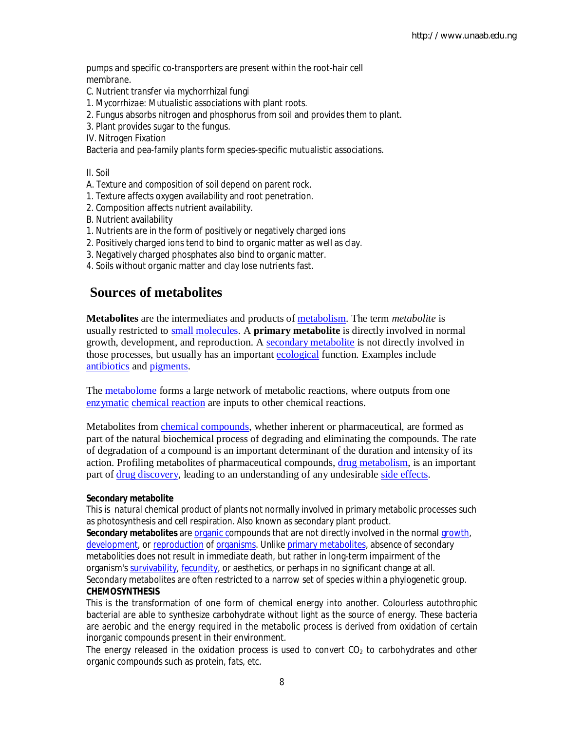pumps and specific co-transporters are present within the root-hair cell membrane.

C. Nutrient transfer via mychorrhizal fungi

1. Mycorrhizae: Mutualistic associations with plant roots.
2. Fungus absorbs nitrogen and phosphorus from soil and provides them to plant.
3. Plant provides sugar to the fungus.

IV. Nitrogen Fixation

Bacteria and pea-family plants form species-specific mutualistic associations.

II. Soil

A. Texture and composition of soil depend on parent rock.

1. Texture affects oxygen availability and root penetration.
2. Composition affects nutrient availability.

B. Nutrient availability

1. Nutrients are in the form of positively or negatively charged ions
2. Positively charged ions tend to bind to organic matter as well as clay.
3. Negatively charged phosphates also bind to organic matter.
4. Soils without organic matter and clay lose nutrients fast.

## Sources of metabolites

**Metabolites** are the intermediates and products of metabolism. The term *metabolite* is usually restricted to small molecules. A **primary metabolite** is directly involved in normal growth, development, and reproduction. A secondary metabolite is not directly involved in those processes, but usually has an important ecological function. Examples include antibiotics and pigments.

The metabolome forms a large network of metabolic reactions, where outputs from one enzymatic chemical reaction are inputs to other chemical reactions.

Metabolites from chemical compounds, whether inherent or pharmaceutical, are formed as part of the natural biochemical process of degrading and eliminating the compounds. The rate of degradation of a compound is an important determinant of the duration and intensity of its action. Profiling metabolites of pharmaceutical compounds, drug metabolism, is an important part of drug discovery, leading to an understanding of any undesirable side effects.

**Secondary metabolite**

This is natural chemical product of plants not normally involved in primary metabolic processes such as photosynthesis and cell respiration. Also known as secondary plant product.

**Secondary metabolites** are organic compounds that are not directly involved in the normal growth, development, or reproduction of organisms. Unlike primary metabolites, absence of secondary metabolities does not result in immediate death, but rather in long-term impairment of the organism's survivability, fecundity, or aesthetics, or perhaps in no significant change at all. Secondary metabolites are often restricted to a narrow set of species within a phylogenetic group.

**CHEMOSYNTHESIS**

This is the transformation of one form of chemical energy into another. Colourless autothrophic bacterial are able to synthesize carbohydrate without light as the source of energy. These bacteria are aerobic and the energy required in the metabolic process is derived from oxidation of certain inorganic compounds present in their environment.

The energy released in the oxidation process is used to convert $CO_2$ to carbohydrates and other organic compounds such as protein, fats, etc.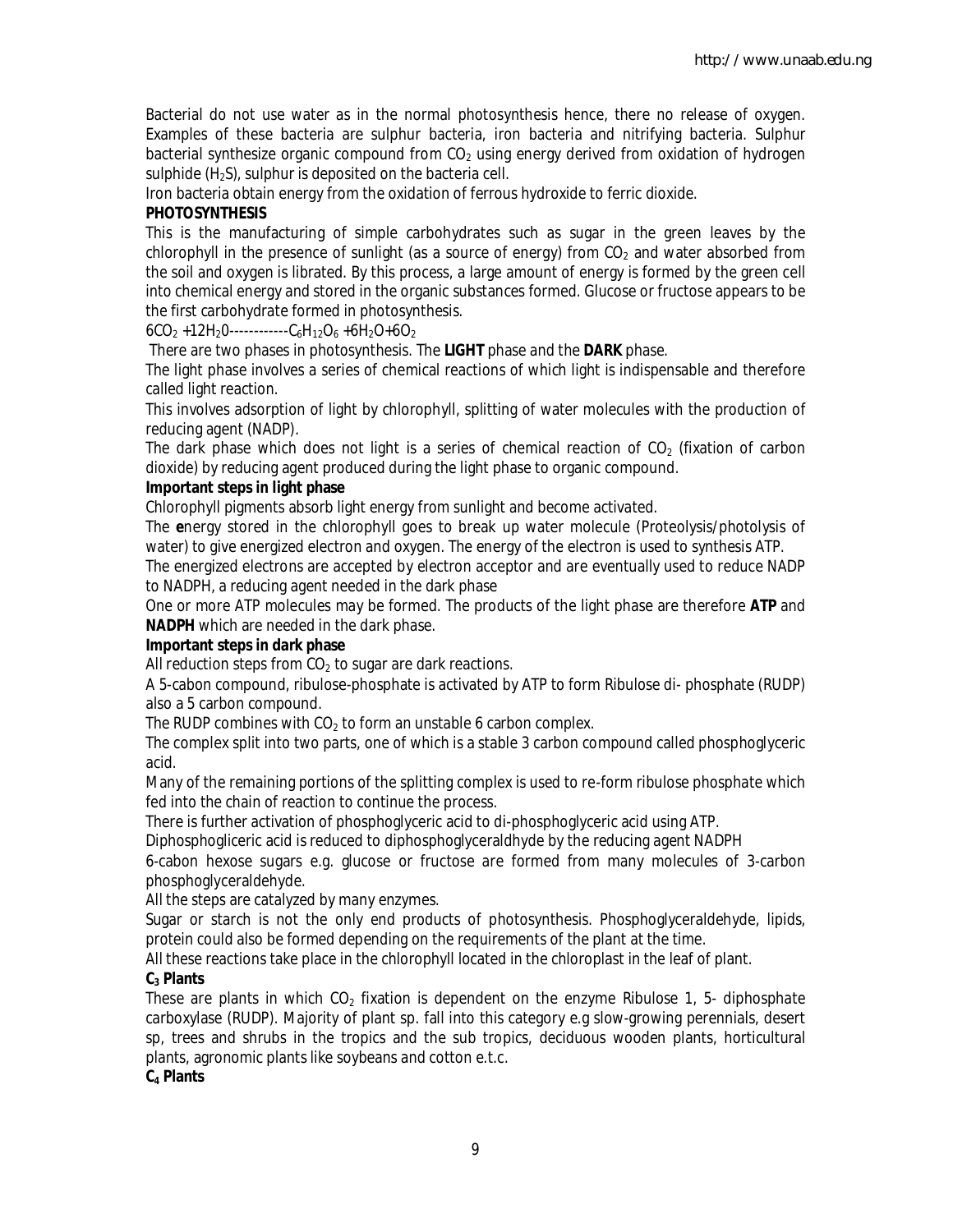Bacterial do not use water as in the normal photosynthesis hence, there no release of oxygen. Examples of these bacteria are sulphur bacteria, iron bacteria and nitrifying bacteria. Sulphur bacterial synthesize organic compound from $CO_2$ using energy derived from oxidation of hydrogen sulphide ($H_2S$), sulphur is deposited on the bacteria cell.

Iron bacteria obtain energy from the oxidation of ferrous hydroxide to ferric dioxide.

**PHOTOSYNTHESIS**

This is the manufacturing of simple carbohydrates such as sugar in the green leaves by the chlorophyll in the presence of sunlight (as a source of energy) from $CO_2$ and water absorbed from the soil and oxygen is librated. By this process, a large amount of energy is formed by the green cell into chemical energy and stored in the organic substances formed. Glucose or fructose appears to be the first carbohydrate formed in photosynthesis.

$6CO_2 + 12H_20$------------$C_6H_{12}O_6 + 6H_2O + 6O_2$

There are two phases in photosynthesis. The **LIGHT** phase and the **DARK** phase.

The light phase involves a series of chemical reactions of which light is indispensable and therefore called light reaction.

This involves adsorption of light by chlorophyll, splitting of water molecules with the production of reducing agent (NADP).

The dark phase which does not light is a series of chemical reaction of $CO_2$ (fixation of carbon dioxide) by reducing agent produced during the light phase to organic compound.

**Important steps in light phase**

Chlorophyll pigments absorb light energy from sunlight and become activated.

The **e**nergy stored in the chlorophyll goes to break up water molecule (Proteolysis/photolysis of water) to give energized electron and oxygen. The energy of the electron is used to synthesis ATP.

The energized electrons are accepted by electron acceptor and are eventually used to reduce NADP to NADPH, a reducing agent needed in the dark phase

One or more ATP molecules may be formed. The products of the light phase are therefore **ATP** and **NADPH** which are needed in the dark phase.

**Important steps in dark phase**

All reduction steps from $CO_2$ to sugar are dark reactions.

A 5-cabon compound, ribulose-phosphate is activated by ATP to form Ribulose di- phosphate (RUDP) also a 5 carbon compound.

The RUDP combines with $CO_2$ to form an unstable 6 carbon complex.

The complex split into two parts, one of which is a stable 3 carbon compound called phosphoglyceric acid.

Many of the remaining portions of the splitting complex is used to re-form ribulose phosphate which fed into the chain of reaction to continue the process.

There is further activation of phosphoglyceric acid to di-phosphoglyceric acid using ATP.

Diphosphogliceric acid is reduced to diphosphoglyceraldhyde by the reducing agent NADPH

6-cabon hexose sugars e.g. glucose or fructose are formed from many molecules of 3-carbon phosphoglyceraldehyde.

All the steps are catalyzed by many enzymes.

Sugar or starch is not the only end products of photosynthesis. Phosphoglyceraldehyde, lipids, protein could also be formed depending on the requirements of the plant at the time.

All these reactions take place in the chlorophyll located in the chloroplast in the leaf of plant.

**$C_3$ Plants**

These are plants in which $CO_2$ fixation is dependent on the enzyme Ribulose 1, 5- diphosphate carboxylase (RUDP). Majority of plant sp. fall into this category e.g slow-growing perennials, desert sp, trees and shrubs in the tropics and the sub tropics, deciduous wooden plants, horticultural plants, agronomic plants like soybeans and cotton e.t.c.

**$C_4$ Plants**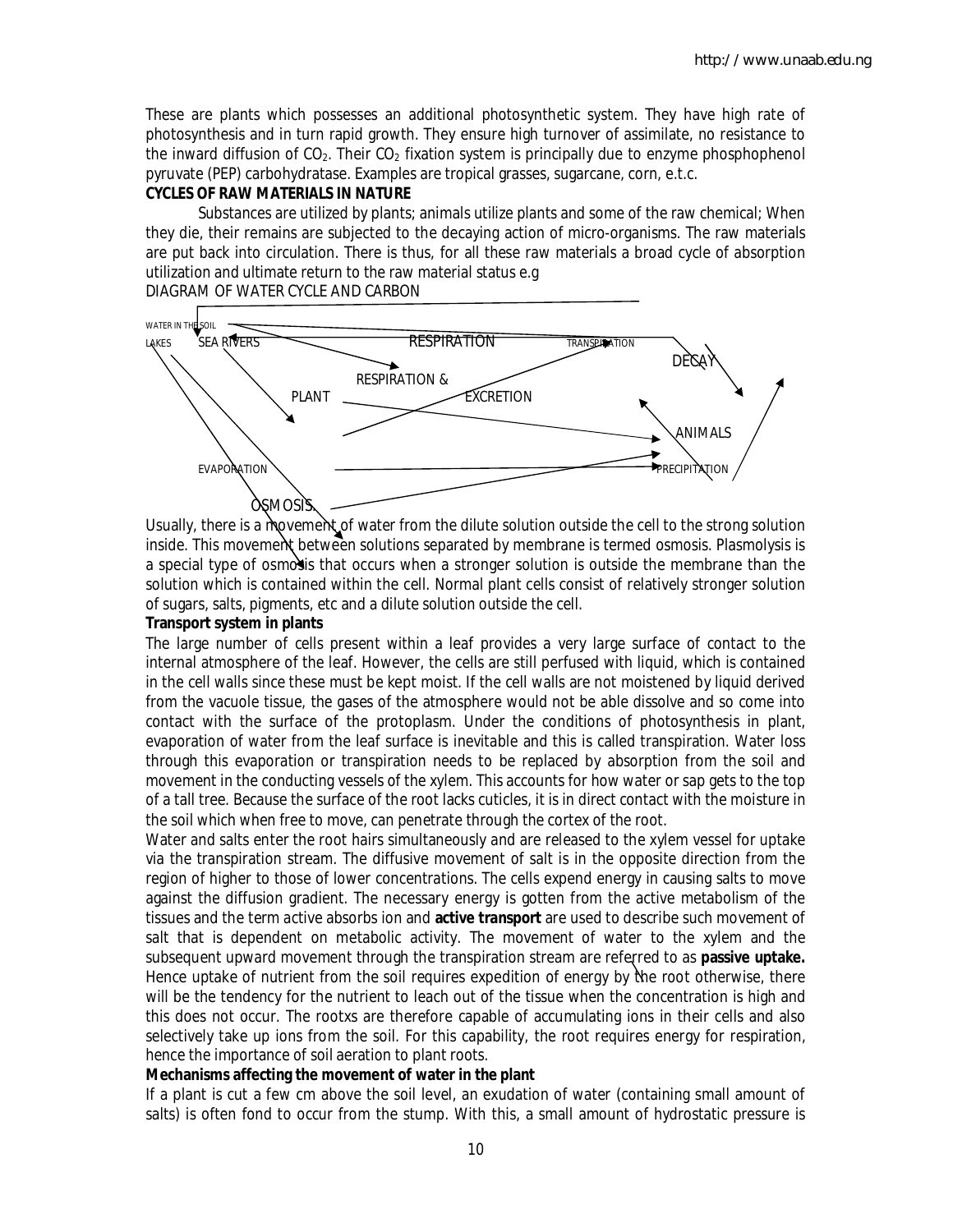These are plants which possesses an additional photosynthetic system. They have high rate of photosynthesis and in turn rapid growth. They ensure high turnover of assimilate, no resistance to the inward diffusion of $CO_2$. Their $CO_2$ fixation system is principally due to enzyme phosphophenol pyruvate (PEP) carbohydratase. Examples are tropical grasses, sugarcane, corn, e.t.c.

**CYCLES OF RAW MATERIALS IN NATURE**

Substances are utilized by plants; animals utilize plants and some of the raw chemical; When they die, their remains are subjected to the decaying action of micro-organisms. The raw materials are put back into circulation. There is thus, for all these raw materials a broad cycle of absorption utilization and ultimate return to the raw material status e.g

DIAGRAM OF WATER CYCLE AND CARBON

WATER IN THE SOIL

LAKES SEA RIVERS RESPIRATION TRANSPIRATION DECAY

RESPIRATION &

PLANT EXCRETION

ANIMALS

EVAPORATION PRECIPITATION

OSMOSIS.

Usually, there is a movement of water from the dilute solution outside the cell to the strong solution inside. This movement between solutions separated by membrane is termed osmosis. Plasmolysis is a special type of osmosis that occurs when a stronger solution is outside the membrane than the solution which is contained within the cell. Normal plant cells consist of relatively stronger solution of sugars, salts, pigments, etc and a dilute solution outside the cell.

**Transport system in plants**

The large number of cells present within a leaf provides a very large surface of contact to the internal atmosphere of the leaf. However, the cells are still perfused with liquid, which is contained in the cell walls since these must be kept moist. If the cell walls are not moistened by liquid derived from the vacuole tissue, the gases of the atmosphere would not be able dissolve and so come into contact with the surface of the protoplasm. Under the conditions of photosynthesis in plant, evaporation of water from the leaf surface is inevitable and this is called transpiration. Water loss through this evaporation or transpiration needs to be replaced by absorption from the soil and movement in the conducting vessels of the xylem. This accounts for how water or sap gets to the top of a tall tree. Because the surface of the root lacks cuticles, it is in direct contact with the moisture in the soil which when free to move, can penetrate through the cortex of the root.

Water and salts enter the root hairs simultaneously and are released to the xylem vessel for uptake via the transpiration stream. The diffusive movement of salt is in the opposite direction from the region of higher to those of lower concentrations. The cells expend energy in causing salts to move against the diffusion gradient. The necessary energy is gotten from the active metabolism of the tissues and the term active absorbs ion and **active transport** are used to describe such movement of salt that is dependent on metabolic activity. The movement of water to the xylem and the subsequent upward movement through the transpiration stream are referred to as **passive uptake.** Hence uptake of nutrient from the soil requires expedition of energy by the root otherwise, there will be the tendency for the nutrient to leach out of the tissue when the concentration is high and this does not occur. The rootxs are therefore capable of accumulating ions in their cells and also selectively take up ions from the soil. For this capability, the root requires energy for respiration, hence the importance of soil aeration to plant roots.

**Mechanisms affecting the movement of water in the plant**

If a plant is cut a few cm above the soil level, an exudation of water (containing small amount of salts) is often fond to occur from the stump. With this, a small amount of hydrostatic pressure is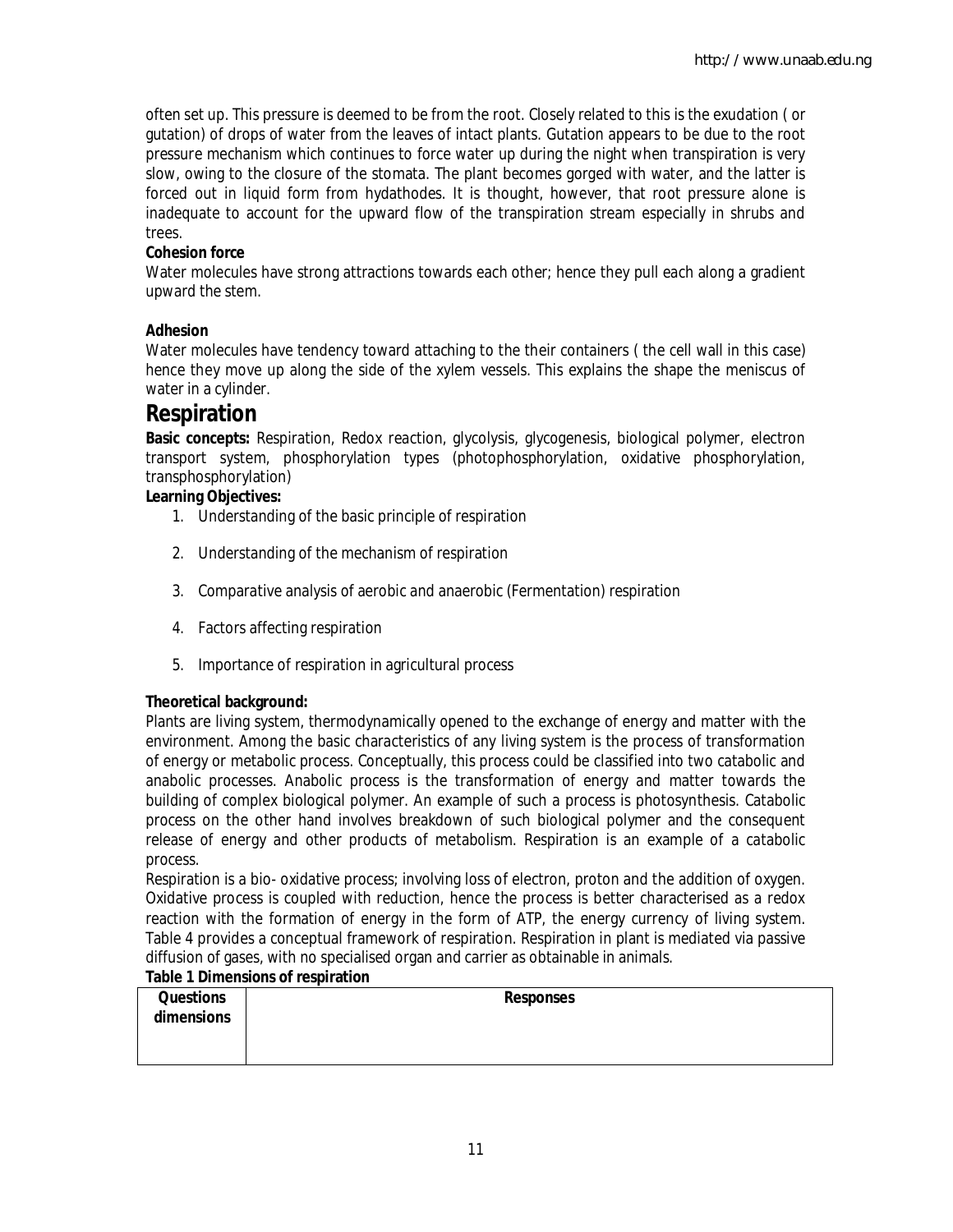often set up. This pressure is deemed to be from the root. Closely related to this is the exudation ( or gutation) of drops of water from the leaves of intact plants. Gutation appears to be due to the root pressure mechanism which continues to force water up during the night when transpiration is very slow, owing to the closure of the stomata. The plant becomes gorged with water, and the latter is forced out in liquid form from hydathodes. It is thought, however, that root pressure alone is inadequate to account for the upward flow of the transpiration stream especially in shrubs and trees.

**Cohesion force**

Water molecules have strong attractions towards each other; hence they pull each along a gradient upward the stem.

**Adhesion**

Water molecules have tendency toward attaching to the their containers ( the cell wall in this case) hence they move up along the side of the xylem vessels. This explains the shape the meniscus of water in a cylinder.

# Respiration

**Basic concepts:** Respiration, Redox reaction, glycolysis, glycogenesis, biological polymer, electron transport system, phosphorylation types (photophosphorylation, oxidative phosphorylation, transphosphorylation)

**Learning Objectives:**

1. Understanding of the basic principle of respiration
2. Understanding of the mechanism of respiration
3. Comparative analysis of aerobic and anaerobic (Fermentation) respiration
4. Factors affecting respiration
5. Importance of respiration in agricultural process

**Theoretical background:**

Plants are living system, thermodynamically opened to the exchange of energy and matter with the environment. Among the basic characteristics of any living system is the process of transformation of energy or metabolic process. Conceptually, this process could be classified into two catabolic and anabolic processes. Anabolic process is the transformation of energy and matter towards the building of complex biological polymer. An example of such a process is photosynthesis. Catabolic process on the other hand involves breakdown of such biological polymer and the consequent release of energy and other products of metabolism. Respiration is an example of a catabolic process.

Respiration is a bio- oxidative process; involving loss of electron, proton and the addition of oxygen. Oxidative process is coupled with reduction, hence the process is better characterised as a redox reaction with the formation of energy in the form of ATP, the energy currency of living system. Table 4 provides a conceptual framework of respiration. Respiration in plant is mediated via passive diffusion of gases, with no specialised organ and carrier as obtainable in animals.

**Table 1 Dimensions of respiration**

| Questions dimensions | Responses |
|---|---|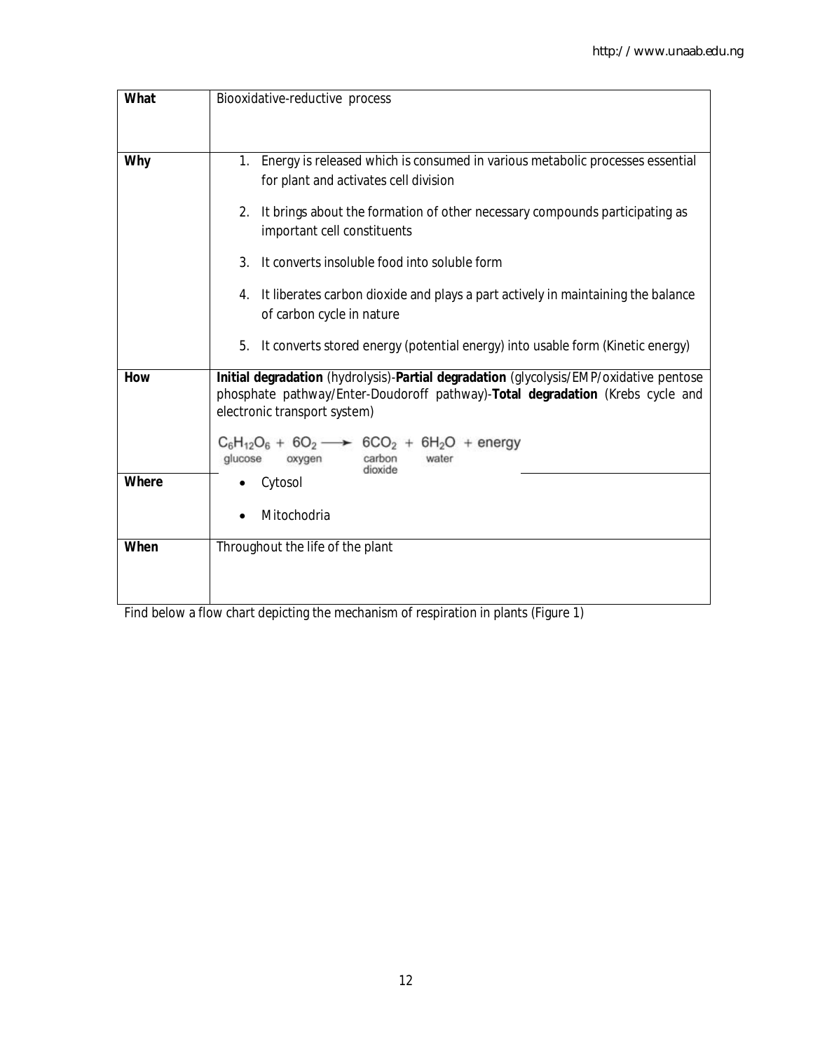| What | Biooxidative-reductive process |
| --- | --- |
| Why | 1. Energy is released which is consumed in various metabolic processes essential for plant and activates cell division<br><br>2. It brings about the formation of other necessary compounds participating as important cell constituents<br><br>3. It converts insoluble food into soluble form<br><br>4. It liberates carbon dioxide and plays a part actively in maintaining the balance of carbon cycle in nature<br><br>5. It converts stored energy (potential energy) into usable form (Kinetic energy) |
| How | **Initial degradation** (hydrolysis)-**Partial degradation** (glycolysis/EMP/oxidative pentose phosphate pathway/Enter-Doudoroff pathway)-**Total degradation** (Krebs cycle and electronic transport system)<br><br>$\underset{\text{glucose}}{C_6H_{12}O_6} + \underset{\text{oxygen}}{6O_2} \longrightarrow \underset{\text{carbon dioxide}}{6CO_2} + \underset{\text{water}}{6H_2O} + \text{energy}$ |
| Where | • Cytosol<br><br>• Mitochondria |
| When | Throughout the life of the plant |

Find below a flow chart depicting the mechanism of respiration in plants (Figure 1)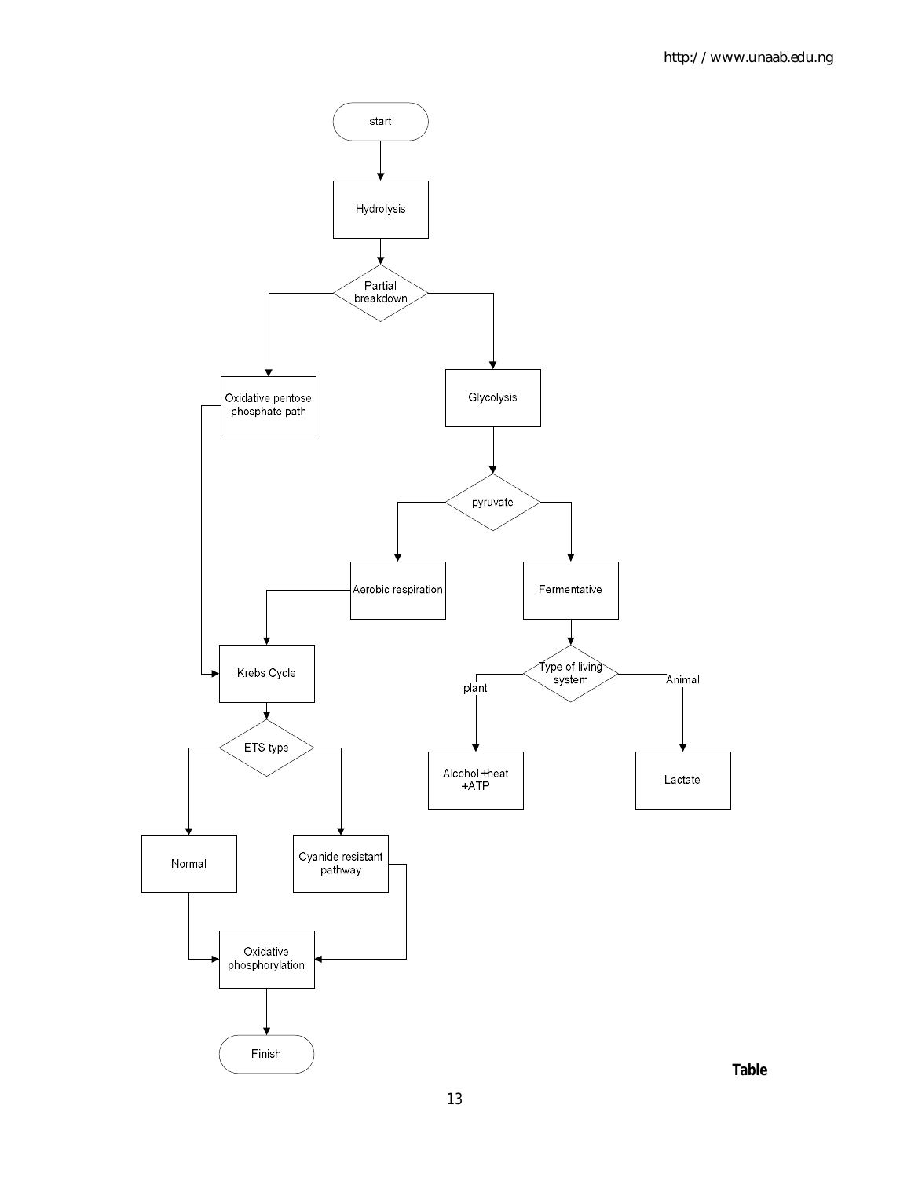- start
- Hydrolysis
- Partial breakdown
  - Oxidative pentose phosphate path
    - Krebs Cycle
  - Glycolysis
    - pyruvate
      - Aerobic respiration
        - Krebs Cycle
          - ETS type
            - Normal
              - Oxidative phosphorylation
            - Cyanide resistant pathway
              - Oxidative phosphorylation
                - Finish
      - Fermentative
        - Type of living system
          - plant
            - Alcohol +heat +ATP
          - Animal
            - Lactate

**Table**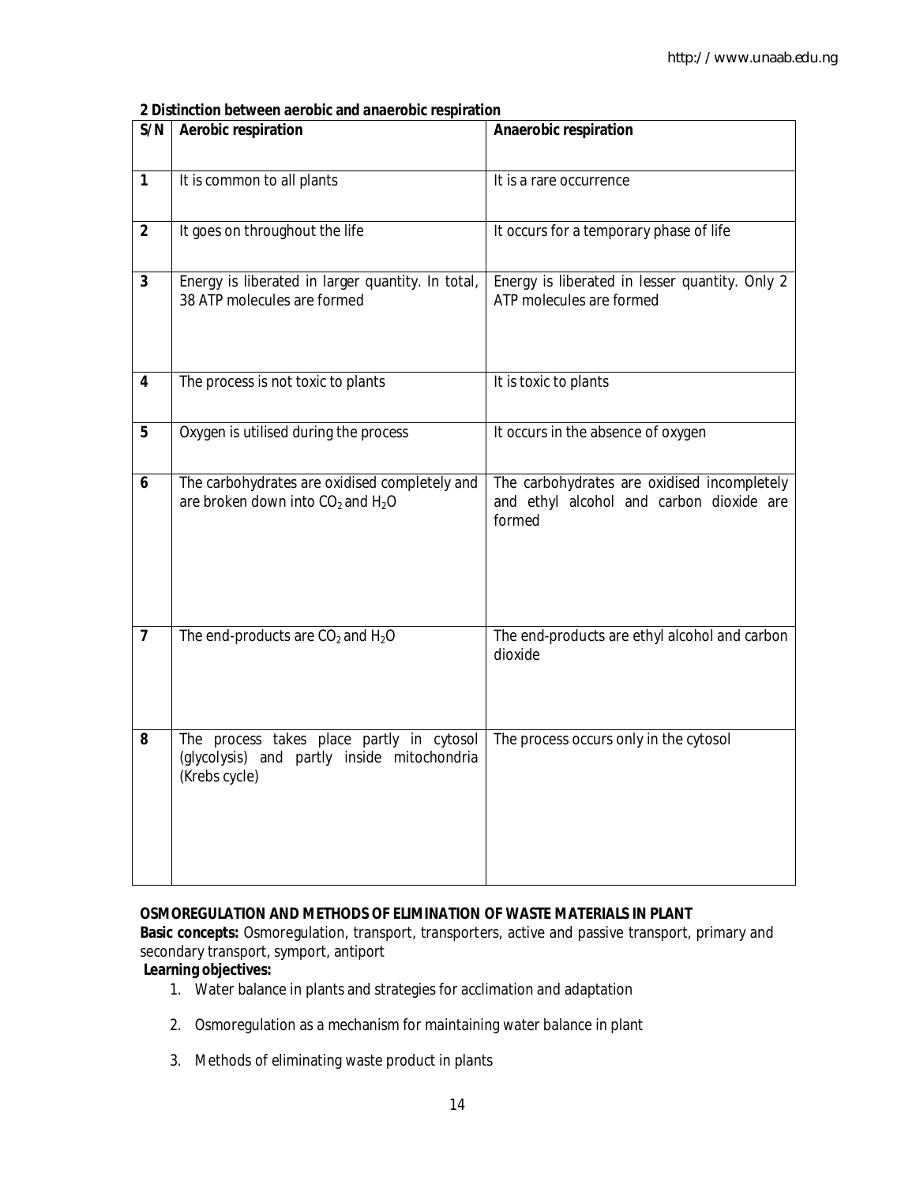**2 Distinction between aerobic and anaerobic respiration**

| S/N | Aerobic respiration | Anaerobic respiration |
|---|---|---|
| 1 | It is common to all plants | It is a rare occurrence |
| 2 | It goes on throughout the life | It occurs for a temporary phase of life |
| 3 | Energy is liberated in larger quantity. In total, 38 ATP molecules are formed | Energy is liberated in lesser quantity. Only 2 ATP molecules are formed |
| 4 | The process is not toxic to plants | It is toxic to plants |
| 5 | Oxygen is utilised during the process | It occurs in the absence of oxygen |
| 6 | The carbohydrates are oxidised completely and are broken down into $CO_2$ and $H_2O$ | The carbohydrates are oxidised incompletely and ethyl alcohol and carbon dioxide are formed |
| 7 | The end-products are $CO_2$ and $H_2O$ | The end-products are ethyl alcohol and carbon dioxide |
| 8 | The process takes place partly in cytosol (glycolysis) and partly inside mitochondria (Krebs cycle) | The process occurs only in the cytosol |

**OSMOREGULATION AND METHODS OF ELIMINATION OF WASTE MATERIALS IN PLANT**

**Basic concepts:** Osmoregulation, transport, transporters, active and passive transport, primary and secondary transport, symport, antiport

**Learning objectives:**

1. Water balance in plants and strategies for acclimation and adaptation
2. Osmoregulation as a mechanism for maintaining water balance in plant
3. Methods of eliminating waste product in plants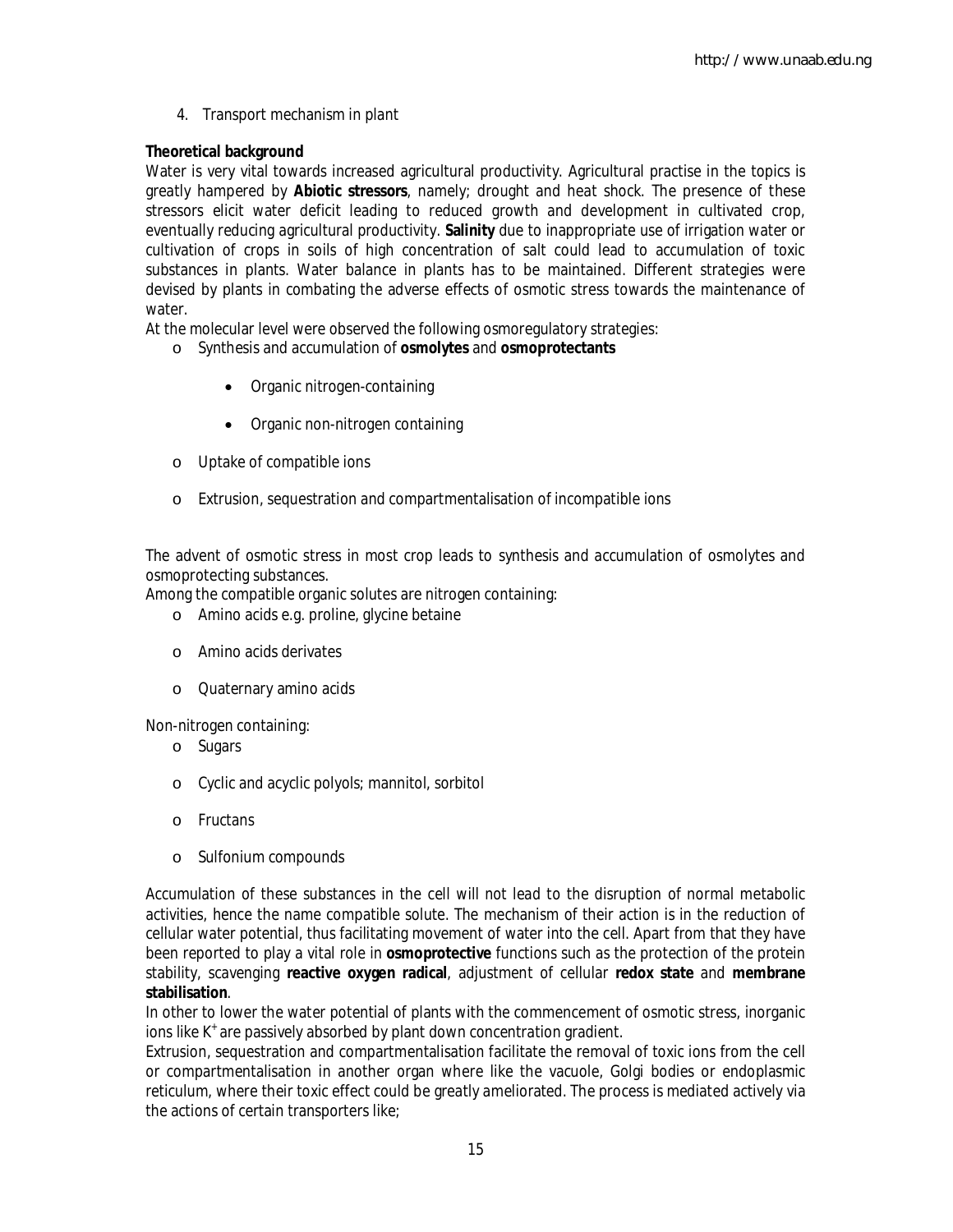4. Transport mechanism in plant

**Theoretical background**

Water is very vital towards increased agricultural productivity. Agricultural practise in the topics is greatly hampered by **Abiotic stressors**, namely; drought and heat shock. The presence of these stressors elicit water deficit leading to reduced growth and development in cultivated crop, eventually reducing agricultural productivity. **Salinity** due to inappropriate use of irrigation water or cultivation of crops in soils of high concentration of salt could lead to accumulation of toxic substances in plants. Water balance in plants has to be maintained. Different strategies were devised by plants in combating the adverse effects of osmotic stress towards the maintenance of water.

At the molecular level were observed the following osmoregulatory strategies:

- Synthesis and accumulation of **osmolytes** and **osmoprotectants**
    - Organic nitrogen-containing
    - Organic non-nitrogen containing
- Uptake of compatible ions
- Extrusion, sequestration and compartmentalisation of incompatible ions

The advent of osmotic stress in most crop leads to synthesis and accumulation of osmolytes and osmoprotecting substances.

Among the compatible organic solutes are nitrogen containing:

- Amino acids e.g. proline, glycine betaine
- Amino acids derivates
- Quaternary amino acids

Non-nitrogen containing:

- Sugars
- Cyclic and acyclic polyols; mannitol, sorbitol
- Fructans
- Sulfonium compounds

Accumulation of these substances in the cell will not lead to the disruption of normal metabolic activities, hence the name compatible solute. The mechanism of their action is in the reduction of cellular water potential, thus facilitating movement of water into the cell. Apart from that they have been reported to play a vital role in **osmoprotective** functions such as the protection of the protein stability, scavenging **reactive oxygen radical**, adjustment of cellular **redox state** and **membrane stabilisation**.

In other to lower the water potential of plants with the commencement of osmotic stress, inorganic ions like $K^+$ are passively absorbed by plant down concentration gradient.

Extrusion, sequestration and compartmentalisation facilitate the removal of toxic ions from the cell or compartmentalisation in another organ where like the vacuole, Golgi bodies or endoplasmic reticulum, where their toxic effect could be greatly ameliorated. The process is mediated actively via the actions of certain transporters like;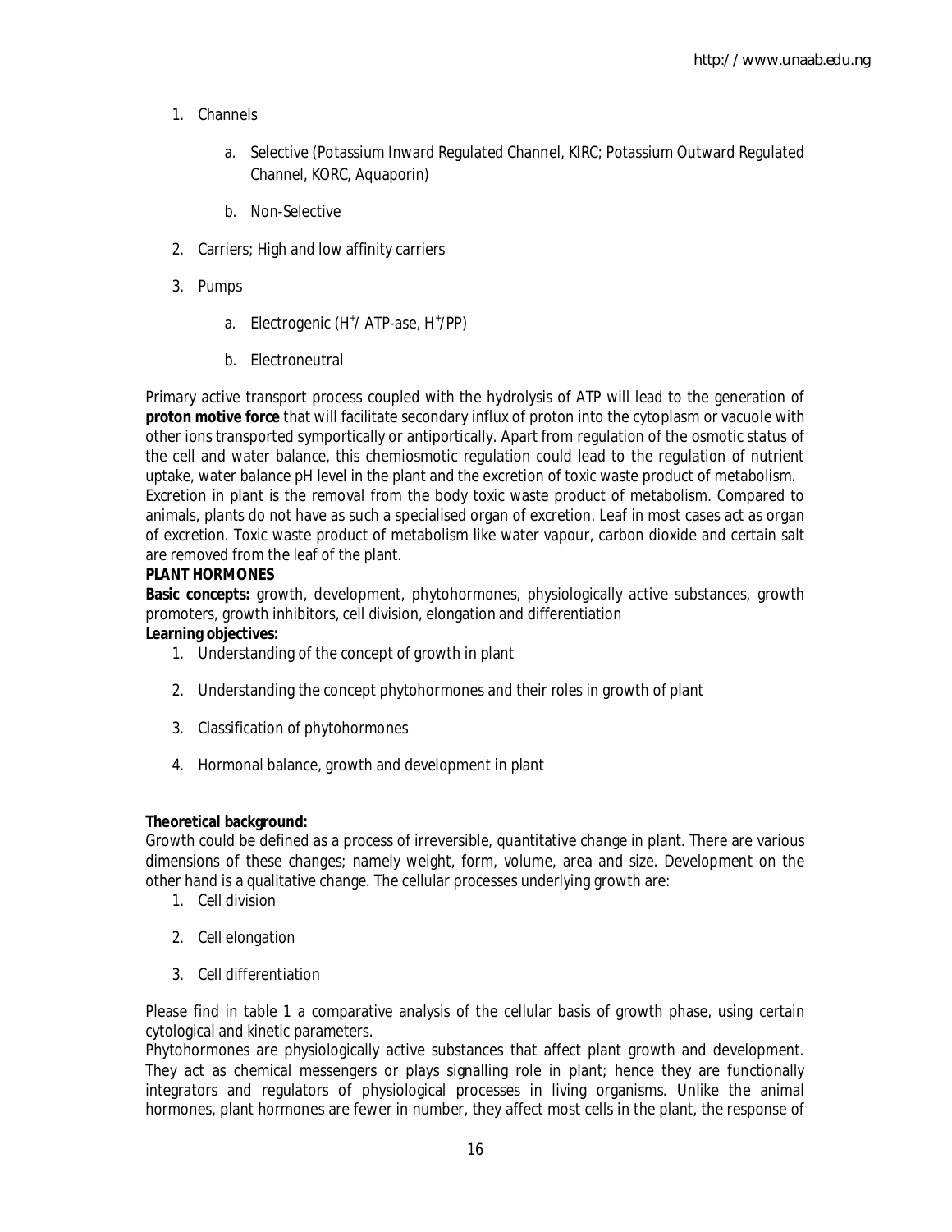1. Channels

    a. Selective (Potassium Inward Regulated Channel, KIRC; Potassium Outward Regulated Channel, KORC, Aquaporin)

    b. Non-Selective

2. Carriers; High and low affinity carriers

3. Pumps

    a. Electrogenic ($H^+$/ ATP-ase, $H^+$/PP)

    b. Electroneutral

Primary active transport process coupled with the hydrolysis of ATP will lead to the generation of **proton motive force** that will facilitate secondary influx of proton into the cytoplasm or vacuole with other ions transported symportically or antiportically. Apart from regulation of the osmotic status of the cell and water balance, this chemiosmotic regulation could lead to the regulation of nutrient uptake, water balance pH level in the plant and the excretion of toxic waste product of metabolism.
Excretion in plant is the removal from the body toxic waste product of metabolism. Compared to animals, plants do not have as such a specialised organ of excretion. Leaf in most cases act as organ of excretion. Toxic waste product of metabolism like water vapour, carbon dioxide and certain salt are removed from the leaf of the plant.

**PLANT HORMONES**

**Basic concepts:** growth, development, phytohormones, physiologically active substances, growth promoters, growth inhibitors, cell division, elongation and differentiation

**Learning objectives:**

1. Understanding of the concept of growth in plant

2. Understanding the concept phytohormones and their roles in growth of plant

3. Classification of phytohormones

4. Hormonal balance, growth and development in plant

**Theoretical background:**

Growth could be defined as a process of irreversible, quantitative change in plant. There are various dimensions of these changes; namely weight, form, volume, area and size. Development on the other hand is a qualitative change. The cellular processes underlying growth are:

1. Cell division

2. Cell elongation

3. Cell differentiation

Please find in table 1 a comparative analysis of the cellular basis of growth phase, using certain cytological and kinetic parameters.

Phytohormones are physiologically active substances that affect plant growth and development. They act as chemical messengers or plays signalling role in plant; hence they are functionally integrators and regulators of physiological processes in living organisms. Unlike the animal hormones, plant hormones are fewer in number, they affect most cells in the plant, the response of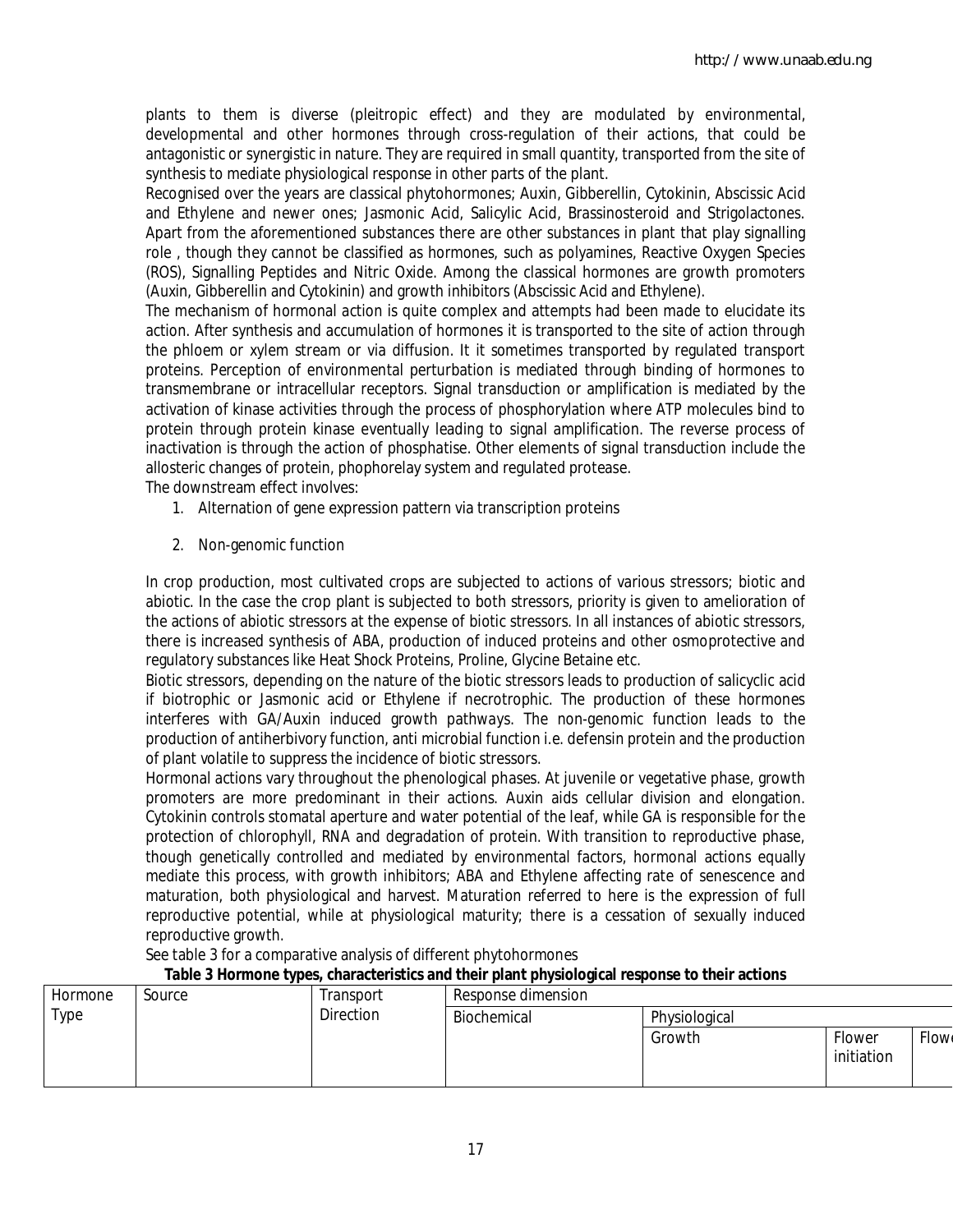plants to them is diverse (pleitropic effect) and they are modulated by environmental, developmental and other hormones through cross-regulation of their actions, that could be antagonistic or synergistic in nature. They are required in small quantity, transported from the site of synthesis to mediate physiological response in other parts of the plant.

Recognised over the years are classical phytohormones; Auxin, Gibberellin, Cytokinin, Abscissic Acid and Ethylene and newer ones; Jasmonic Acid, Salicylic Acid, Brassinosteroid and Strigolactones. Apart from the aforementioned substances there are other substances in plant that play signalling role , though they cannot be classified as hormones, such as polyamines, Reactive Oxygen Species (ROS), Signalling Peptides and Nitric Oxide. Among the classical hormones are growth promoters (Auxin, Gibberellin and Cytokinin) and growth inhibitors (Abscissic Acid and Ethylene).

The mechanism of hormonal action is quite complex and attempts had been made to elucidate its action. After synthesis and accumulation of hormones it is transported to the site of action through the phloem or xylem stream or via diffusion. It it sometimes transported by regulated transport proteins. Perception of environmental perturbation is mediated through binding of hormones to transmembrane or intracellular receptors. Signal transduction or amplification is mediated by the activation of kinase activities through the process of phosphorylation where ATP molecules bind to protein through protein kinase eventually leading to signal amplification. The reverse process of inactivation is through the action of phosphatise. Other elements of signal transduction include the allosteric changes of protein, phophorelay system and regulated protease.

The downstream effect involves:

1. Alternation of gene expression pattern via transcription proteins
2. Non-genomic function

In crop production, most cultivated crops are subjected to actions of various stressors; biotic and abiotic. In the case the crop plant is subjected to both stressors, priority is given to amelioration of the actions of abiotic stressors at the expense of biotic stressors. In all instances of abiotic stressors, there is increased synthesis of ABA, production of induced proteins and other osmoprotective and regulatory substances like Heat Shock Proteins, Proline, Glycine Betaine etc.

Biotic stressors, depending on the nature of the biotic stressors leads to production of salicyclic acid if biotrophic or Jasmonic acid or Ethylene if necrotrophic. The production of these hormones interferes with GA/Auxin induced growth pathways. The non-genomic function leads to the production of antiherbivory function, anti microbial function i.e. defensin protein and the production of plant volatile to suppress the incidence of biotic stressors.

Hormonal actions vary throughout the phenological phases. At juvenile or vegetative phase, growth promoters are more predominant in their actions. Auxin aids cellular division and elongation. Cytokinin controls stomatal aperture and water potential of the leaf, while GA is responsible for the protection of chlorophyll, RNA and degradation of protein. With transition to reproductive phase, though genetically controlled and mediated by environmental factors, hormonal actions equally mediate this process, with growth inhibitors; ABA and Ethylene affecting rate of senescence and maturation, both physiological and harvest. Maturation referred to here is the expression of full reproductive potential, while at physiological maturity; there is a cessation of sexually induced reproductive growth.

See table 3 for a comparative analysis of different phytohormones

**Table 3 Hormone types, characteristics and their plant physiological response to their actions**

| Hormone Type | Source | Transport Direction | Response dimension | | | |
|---|---|---|---|---|---|---|
| | | | Biochemical | Physiological | | |
| | | | | Growth | Flower initiation | Flow |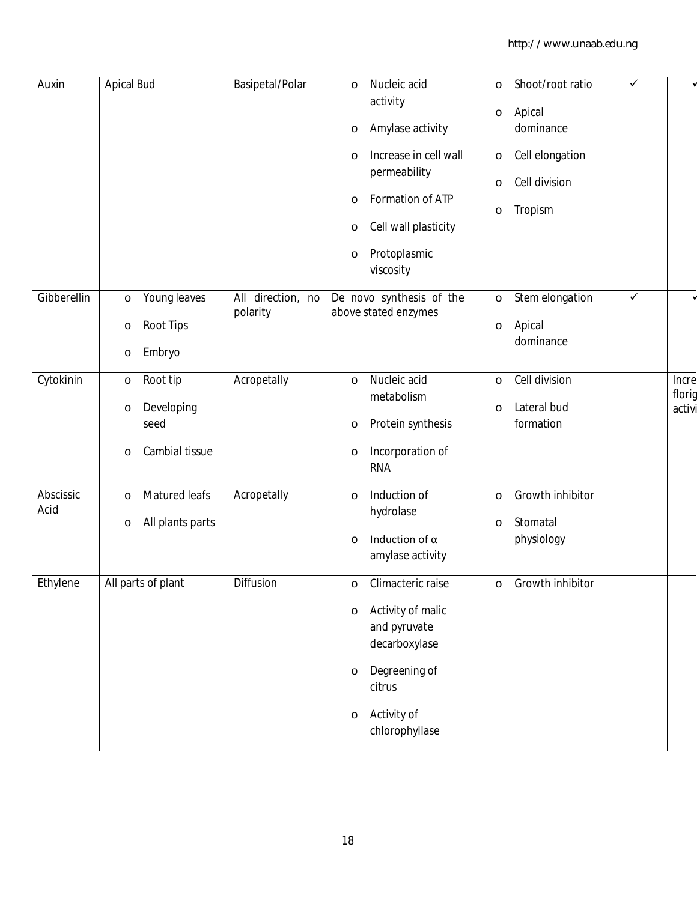| Auxin | Apical Bud | Basipetal/Polar | o Nucleic acid activity<br>o Amylase activity<br>o Increase in cell wall permeability<br>o Formation of ATP<br>o Cell wall plasticity<br>o Protoplasmic viscosity | o Shoot/root ratio<br>o Apical dominance<br>o Cell elongation<br>o Cell division<br>o Tropism | ✓ | ✓ |
|---|---|---|---|---|---|---|
| Gibberellin | o Young leaves<br>o Root Tips<br>o Embryo | All direction, no polarity | De novo synthesis of the above stated enzymes | o Stem elongation<br>o Apical dominance | ✓ | ✓ |
| Cytokinin | o Root tip<br>o Developing seed<br>o Cambial tissue | Acropetally | o Nucleic acid metabolism<br>o Protein synthesis<br>o Incorporation of RNA | o Cell division<br>o Lateral bud formation | | Incre florig activi |
| Abscissic Acid | o Matured leafs<br>o All plants parts | Acropetally | o Induction of hydrolase<br>o Induction of α amylase activity | o Growth inhibitor<br>o Stomatal physiology | | |
| Ethylene | All parts of plant | Diffusion | o Climacteric raise<br>o Activity of malic and pyruvate decarboxylase<br>o Degreening of citrus<br>o Activity of chlorophyllase | o Growth inhibitor | | |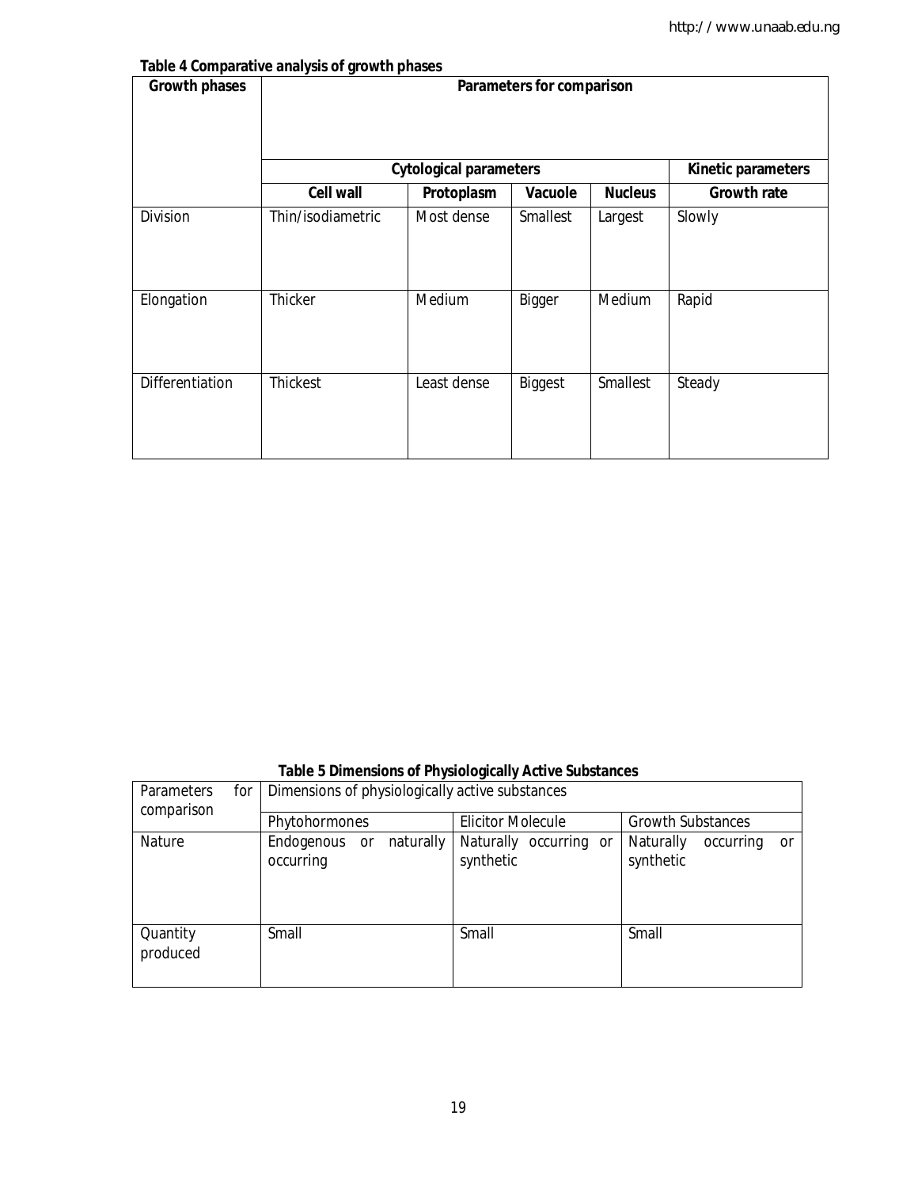**Table 4 Comparative analysis of growth phases**

| Growth phases | Parameters for comparison | | | | |
|---|---|---|---|---|---|
| | Cytological parameters | | | | Kinetic parameters |
| | Cell wall | Protoplasm | Vacuole | Nucleus | Growth rate |
| Division | Thin/isodiametric | Most dense | Smallest | Largest | Slowly |
| Elongation | Thicker | Medium | Bigger | Medium | Rapid |
| Differentiation | Thickest | Least dense | Biggest | Smallest | Steady |

**Table 5 Dimensions of Physiologically Active Substances**

| Parameters for comparison | Dimensions of physiologically active substances | | |
|---|---|---|---|
| | Phytohormones | Elicitor Molecule | Growth Substances |
| Nature | Endogenous or naturally occurring | Naturally occurring or synthetic | Naturally occurring or synthetic |
| Quantity produced | Small | Small | Small |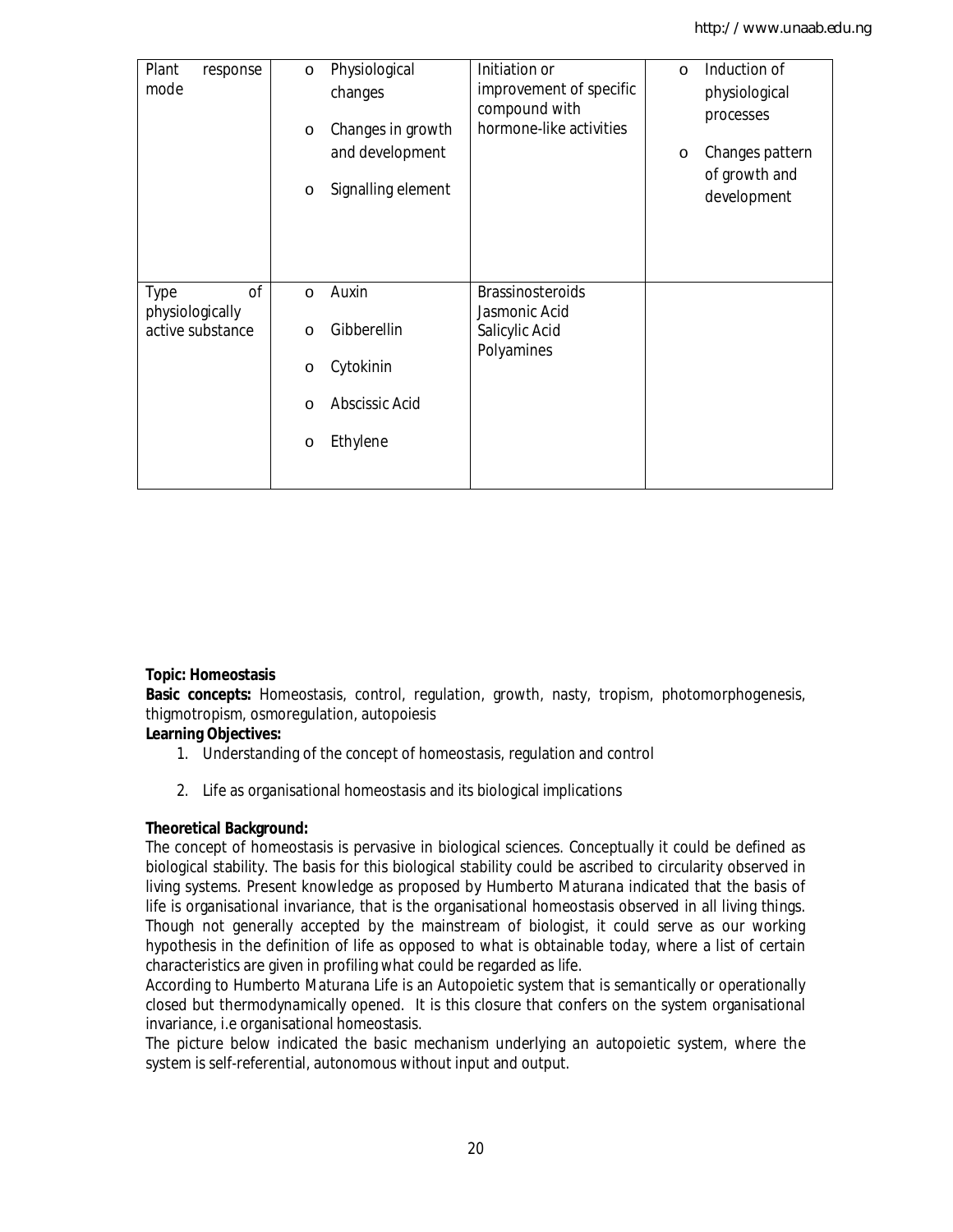| Plant response mode | o Physiological changes<br>o Changes in growth and development<br>o Signalling element | Initiation or improvement of specific compound with hormone-like activities | o Induction of physiological processes<br>o Changes pattern of growth and development |
|---|---|---|---|
| Type of physiologically active substance | o Auxin<br>o Gibberellin<br>o Cytokinin<br>o Abscissic Acid<br>o Ethylene | Brassinosteroids<br>Jasmonic Acid<br>Salicylic Acid<br>Polyamines | |

**Topic: Homeostasis**

**Basic concepts:** Homeostasis, control, regulation, growth, nasty, tropism, photomorphogenesis, thigmotropism, osmoregulation, autopoiesis

**Learning Objectives:**

1. Understanding of the concept of homeostasis, regulation and control
2. Life as organisational homeostasis and its biological implications

**Theoretical Background:**

The concept of homeostasis is pervasive in biological sciences. Conceptually it could be defined as biological stability. The basis for this biological stability could be ascribed to circularity observed in living systems. Present knowledge as proposed by Humberto Maturana indicated that the basis of life is organisational invariance, that is the organisational homeostasis observed in all living things. Though not generally accepted by the mainstream of biologist, it could serve as our working hypothesis in the definition of life as opposed to what is obtainable today, where a list of certain characteristics are given in profiling what could be regarded as life.

According to Humberto Maturana Life is an Autopoietic system that is semantically or operationally closed but thermodynamically opened. It is this closure that confers on the system organisational invariance, i.e organisational homeostasis.

The picture below indicated the basic mechanism underlying an autopoietic system, where the system is self-referential, autonomous without input and output.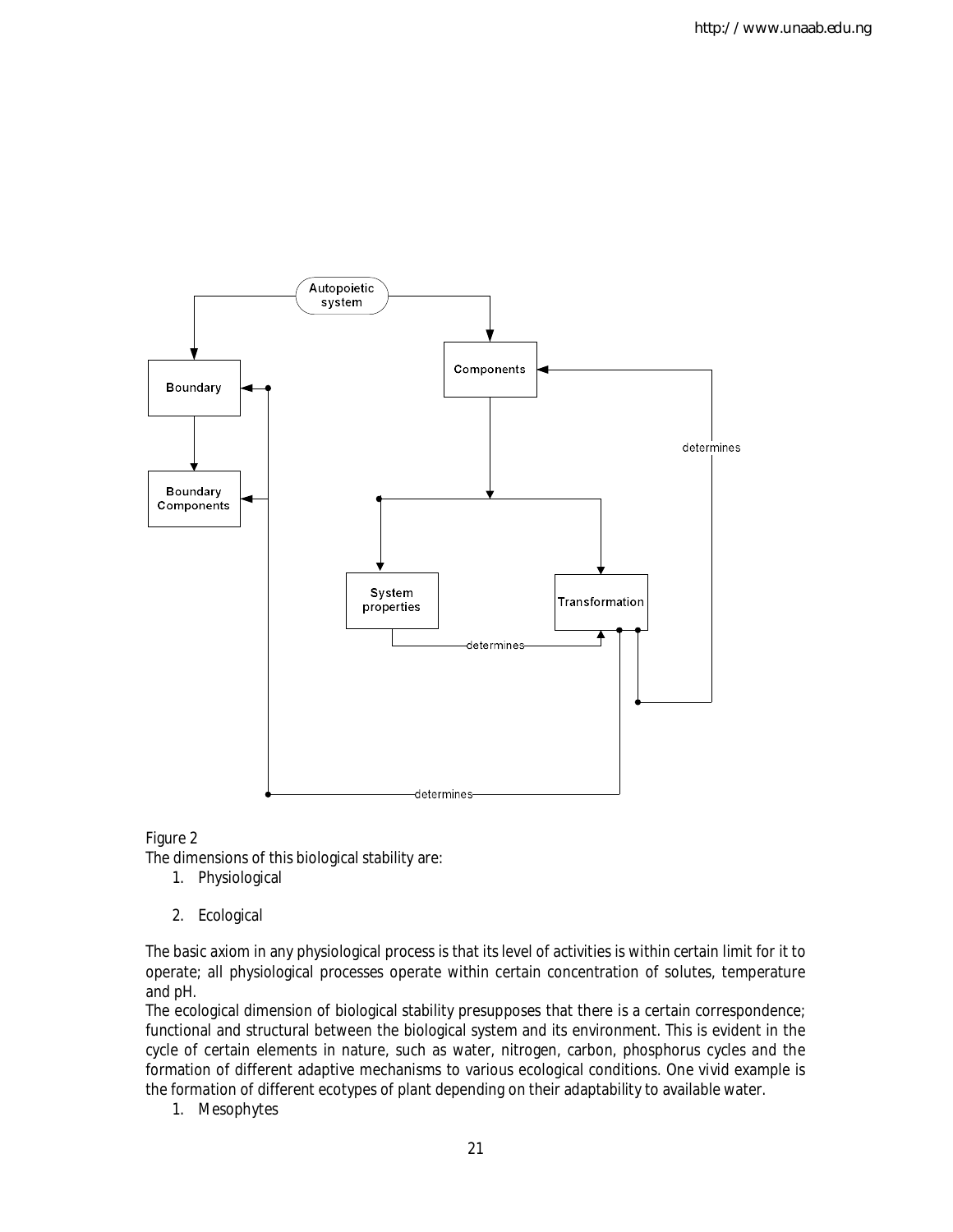Figure 2

The dimensions of this biological stability are:

1. Physiological

2. Ecological

The basic axiom in any physiological process is that its level of activities is within certain limit for it to operate; all physiological processes operate within certain concentration of solutes, temperature and pH.

The ecological dimension of biological stability presupposes that there is a certain correspondence; functional and structural between the biological system and its environment. This is evident in the cycle of certain elements in nature, such as water, nitrogen, carbon, phosphorus cycles and the formation of different adaptive mechanisms to various ecological conditions. One vivid example is the formation of different ecotypes of plant depending on their adaptability to available water.

1. Mesophytes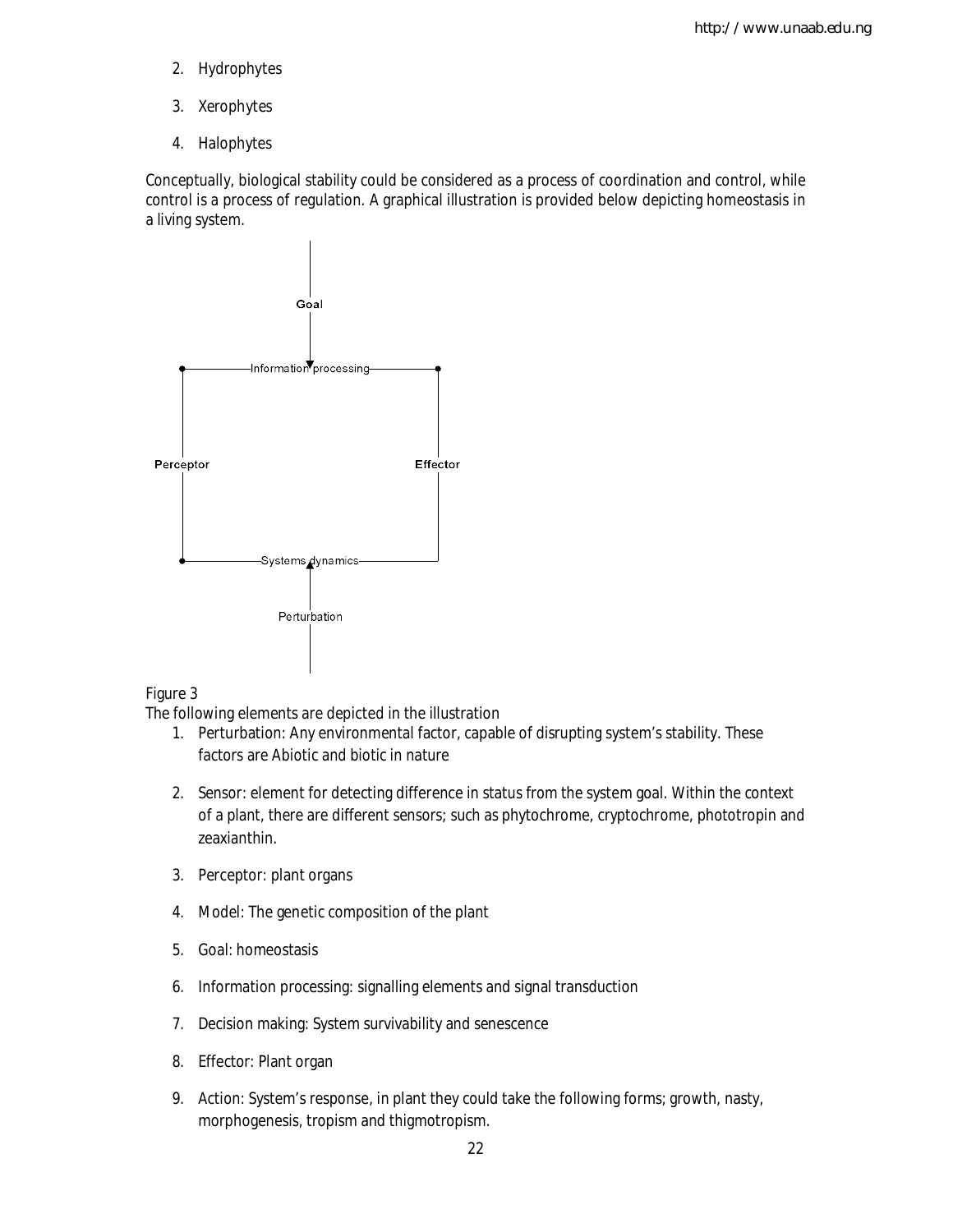2. Hydrophytes
3. Xerophytes
4. Halophytes

Conceptually, biological stability could be considered as a process of coordination and control, while control is a process of regulation. A graphical illustration is provided below depicting homeostasis in a living system.

Figure 3

The following elements are depicted in the illustration

1. Perturbation: Any environmental factor, capable of disrupting system's stability. These factors are Abiotic and biotic in nature
2. Sensor: element for detecting difference in status from the system goal. Within the context of a plant, there are different sensors; such as phytochrome, cryptochrome, phototropin and zeaxianthin.
3. Perceptor: plant organs
4. Model: The genetic composition of the plant
5. Goal: homeostasis
6. Information processing: signalling elements and signal transduction
7. Decision making: System survivability and senescence
8. Effector: Plant organ
9. Action: System's response, in plant they could take the following forms; growth, nasty, morphogenesis, tropism and thigmotropism.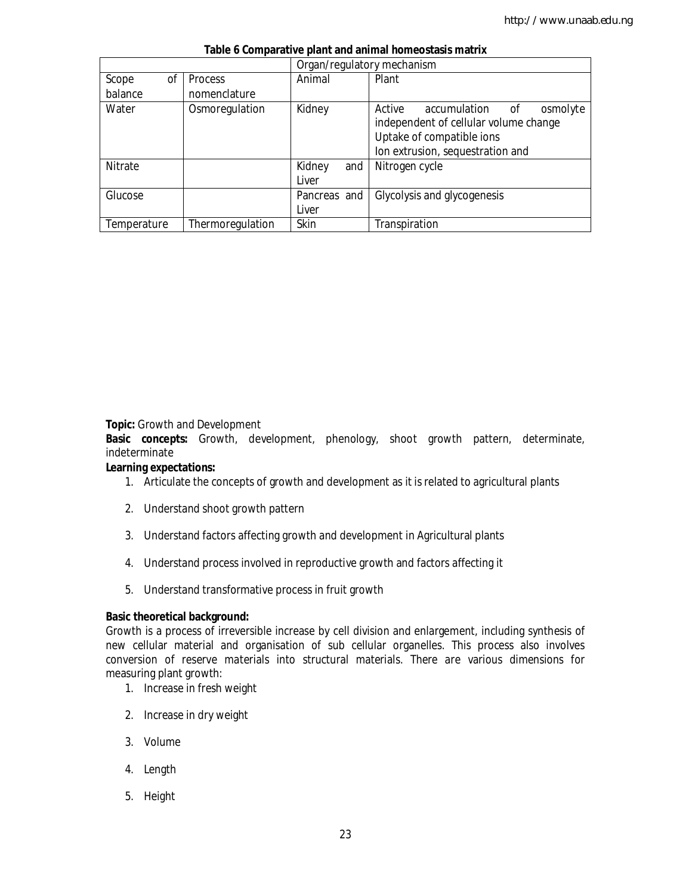**Table 6 Comparative plant and animal homeostasis matrix**

| | | Organ/regulatory mechanism | |
|---|---|---|---|
| Scope of balance | Process nomenclature | Animal | Plant |
| Water | Osmoregulation | Kidney | Active accumulation of osmolyte independent of cellular volume change<br>Uptake of compatible ions<br>Ion extrusion, sequestration and |
| Nitrate | | Kidney and Liver | Nitrogen cycle |
| Glucose | | Pancreas and Liver | Glycolysis and glycogenesis |
| Temperature | Thermoregulation | Skin | Transpiration |

**Topic:** Growth and Development

**Basic concepts:** Growth, development, phenology, shoot growth pattern, determinate, indeterminate

**Learning expectations:**

1. Articulate the concepts of growth and development as it is related to agricultural plants
2. Understand shoot growth pattern
3. Understand factors affecting growth and development in Agricultural plants
4. Understand process involved in reproductive growth and factors affecting it
5. Understand transformative process in fruit growth

**Basic theoretical background:**

Growth is a process of irreversible increase by cell division and enlargement, including synthesis of new cellular material and organisation of sub cellular organelles. This process also involves conversion of reserve materials into structural materials. There are various dimensions for measuring plant growth:

1. Increase in fresh weight
2. Increase in dry weight
3. Volume
4. Length
5. Height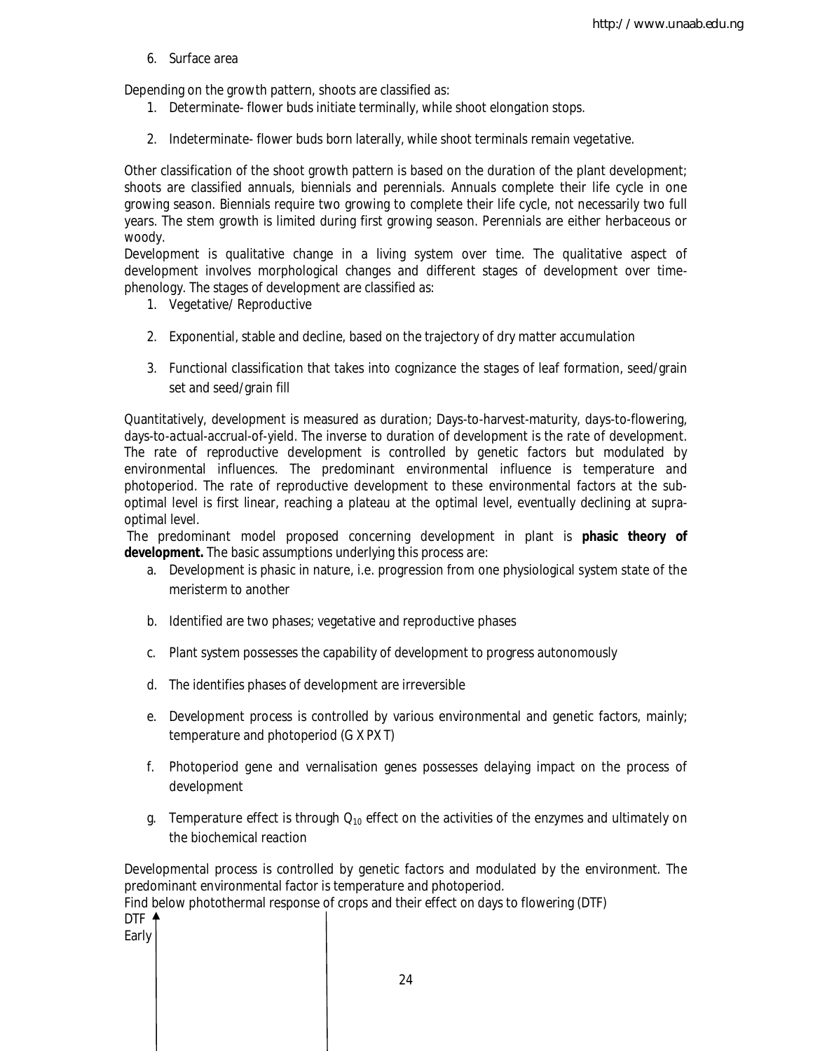6. Surface area

Depending on the growth pattern, shoots are classified as:

1. Determinate- flower buds initiate terminally, while shoot elongation stops.

2. Indeterminate- flower buds born laterally, while shoot terminals remain vegetative.

Other classification of the shoot growth pattern is based on the duration of the plant development; shoots are classified annuals, biennials and perennials. Annuals complete their life cycle in one growing season. Biennials require two growing to complete their life cycle, not necessarily two full years. The stem growth is limited during first growing season. Perennials are either herbaceous or woody.

Development is qualitative change in a living system over time. The qualitative aspect of development involves morphological changes and different stages of development over time-phenology. The stages of development are classified as:

1. Vegetative/ Reproductive

2. Exponential, stable and decline, based on the trajectory of dry matter accumulation

3. Functional classification that takes into cognizance the stages of leaf formation, seed/grain set and seed/grain fill

Quantitatively, development is measured as duration; Days-to-harvest-maturity, days-to-flowering, days-to-actual-accrual-of-yield. The inverse to duration of development is the rate of development. The rate of reproductive development is controlled by genetic factors but modulated by environmental influences. The predominant environmental influence is temperature and photoperiod. The rate of reproductive development to these environmental factors at the sub-optimal level is first linear, reaching a plateau at the optimal level, eventually declining at supra-optimal level.

The predominant model proposed concerning development in plant is **phasic theory of development.** The basic assumptions underlying this process are:

a. Development is phasic in nature, i.e. progression from one physiological system state of the meristerm to another

b. Identified are two phases; vegetative and reproductive phases

c. Plant system possesses the capability of development to progress autonomously

d. The identifies phases of development are irreversible

e. Development process is controlled by various environmental and genetic factors, mainly; temperature and photoperiod (G X P X T)

f. Photoperiod gene and vernalisation genes possesses delaying impact on the process of development

g. Temperature effect is through $Q_{10}$ effect on the activities of the enzymes and ultimately on the biochemical reaction

Developmental process is controlled by genetic factors and modulated by the environment. The predominant environmental factor is temperature and photoperiod.

Find below photothermal response of crops and their effect on days to flowering (DTF)

DTF

Early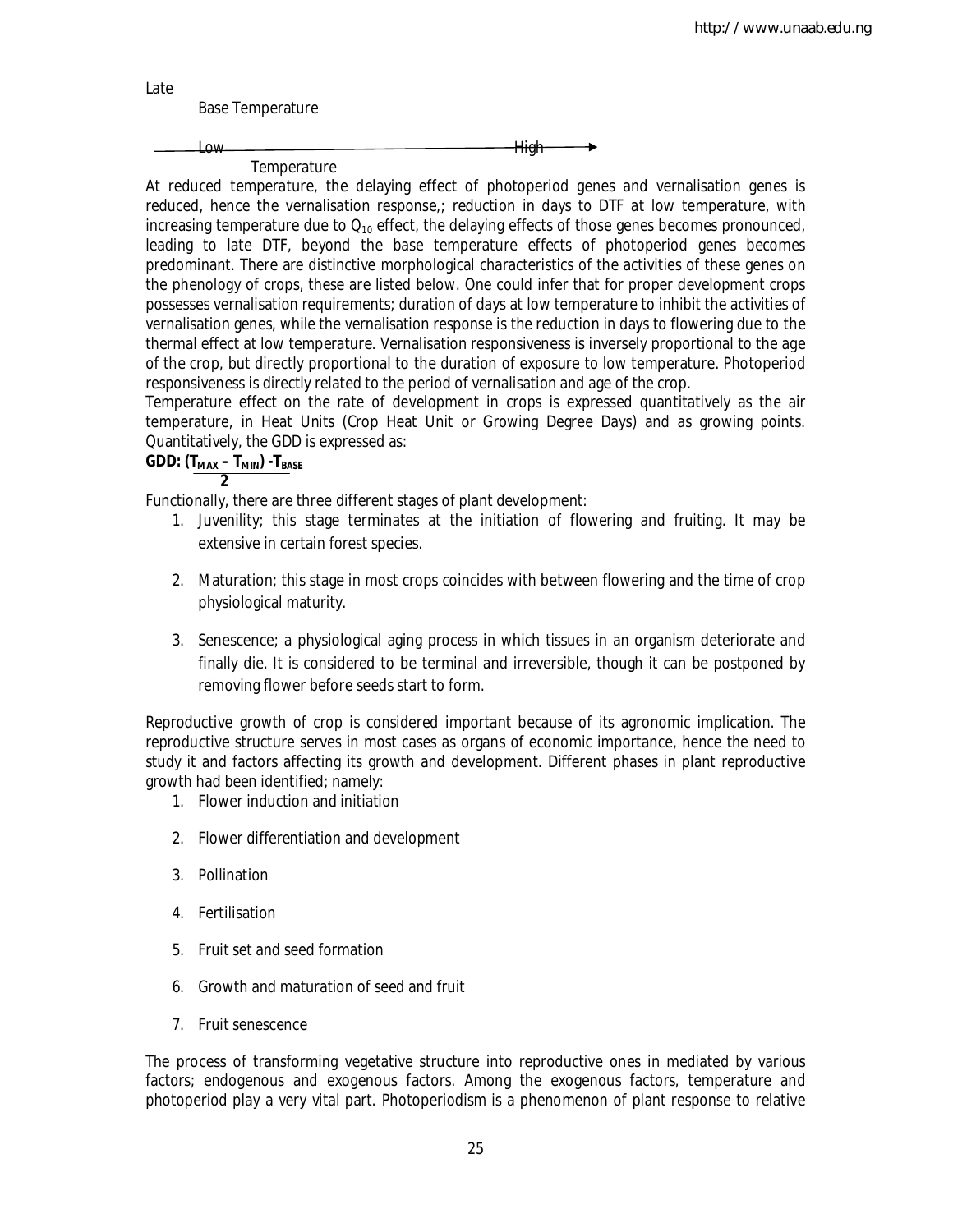Late

Base Temperature

Low —————————————————— High →

Temperature

At reduced temperature, the delaying effect of photoperiod genes and vernalisation genes is reduced, hence the vernalisation response,; reduction in days to DTF at low temperature, with increasing temperature due to $Q_{10}$ effect, the delaying effects of those genes becomes pronounced, leading to late DTF, beyond the base temperature effects of photoperiod genes becomes predominant. There are distinctive morphological characteristics of the activities of these genes on the phenology of crops, these are listed below. One could infer that for proper development crops possesses vernalisation requirements; duration of days at low temperature to inhibit the activities of vernalisation genes, while the vernalisation response is the reduction in days to flowering due to the thermal effect at low temperature. Vernalisation responsiveness is inversely proportional to the age of the crop, but directly proportional to the duration of exposure to low temperature. Photoperiod responsiveness is directly related to the period of vernalisation and age of the crop.

Temperature effect on the rate of development in crops is expressed quantitatively as the air temperature, in Heat Units (Crop Heat Unit or Growing Degree Days) and as growing points. Quantitatively, the GDD is expressed as:

**GDD:** $$\frac{(T_{MAX} - T_{MIN}) - T_{BASE}}{2}$$

Functionally, there are three different stages of plant development:

1. Juvenility; this stage terminates at the initiation of flowering and fruiting. It may be extensive in certain forest species.

2. Maturation; this stage in most crops coincides with between flowering and the time of crop physiological maturity.

3. Senescence; a physiological aging process in which tissues in an organism deteriorate and finally die. It is considered to be terminal and irreversible, though it can be postponed by removing flower before seeds start to form.

Reproductive growth of crop is considered important because of its agronomic implication. The reproductive structure serves in most cases as organs of economic importance, hence the need to study it and factors affecting its growth and development. Different phases in plant reproductive growth had been identified; namely:

1. Flower induction and initiation

2. Flower differentiation and development

3. Pollination

4. Fertilisation

5. Fruit set and seed formation

6. Growth and maturation of seed and fruit

7. Fruit senescence

The process of transforming vegetative structure into reproductive ones in mediated by various factors; endogenous and exogenous factors. Among the exogenous factors, temperature and photoperiod play a very vital part. Photoperiodism is a phenomenon of plant response to relative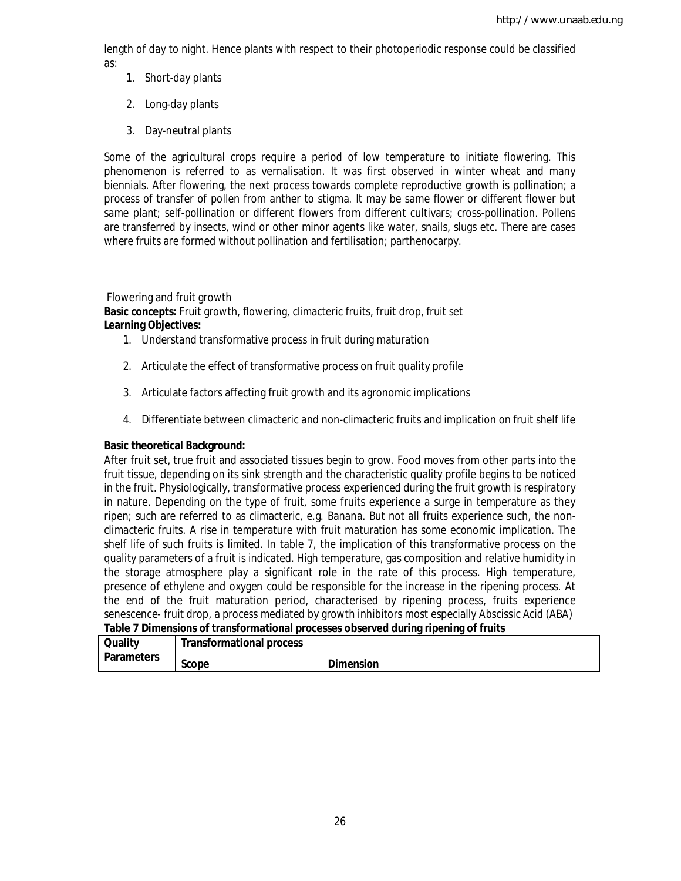length of day to night. Hence plants with respect to their photoperiodic response could be classified as:

1. Short-day plants
2. Long-day plants
3. Day-neutral plants

Some of the agricultural crops require a period of low temperature to initiate flowering. This phenomenon is referred to as vernalisation. It was first observed in winter wheat and many biennials. After flowering, the next process towards complete reproductive growth is pollination; a process of transfer of pollen from anther to stigma. It may be same flower or different flower but same plant; self-pollination or different flowers from different cultivars; cross-pollination. Pollens are transferred by insects, wind or other minor agents like water, snails, slugs etc. There are cases where fruits are formed without pollination and fertilisation; parthenocarpy.

Flowering and fruit growth

**Basic concepts:** Fruit growth, flowering, climacteric fruits, fruit drop, fruit set

**Learning Objectives:**

1. Understand transformative process in fruit during maturation
2. Articulate the effect of transformative process on fruit quality profile
3. Articulate factors affecting fruit growth and its agronomic implications
4. Differentiate between climacteric and non-climacteric fruits and implication on fruit shelf life

**Basic theoretical Background:**

After fruit set, true fruit and associated tissues begin to grow. Food moves from other parts into the fruit tissue, depending on its sink strength and the characteristic quality profile begins to be noticed in the fruit. Physiologically, transformative process experienced during the fruit growth is respiratory in nature. Depending on the type of fruit, some fruits experience a surge in temperature as they ripen; such are referred to as climacteric, e.g. Banana. But not all fruits experience such, the non-climacteric fruits. A rise in temperature with fruit maturation has some economic implication. The shelf life of such fruits is limited. In table 7, the implication of this transformative process on the quality parameters of a fruit is indicated. High temperature, gas composition and relative humidity in the storage atmosphere play a significant role in the rate of this process. High temperature, presence of ethylene and oxygen could be responsible for the increase in the ripening process. At the end of the fruit maturation period, characterised by ripening process, fruits experience senescence- fruit drop, a process mediated by growth inhibitors most especially Abscissic Acid (ABA)

**Table 7 Dimensions of transformational processes observed during ripening of fruits**

| Quality Parameters | Transformational process | |
|---|---|---|
| | Scope | Dimension |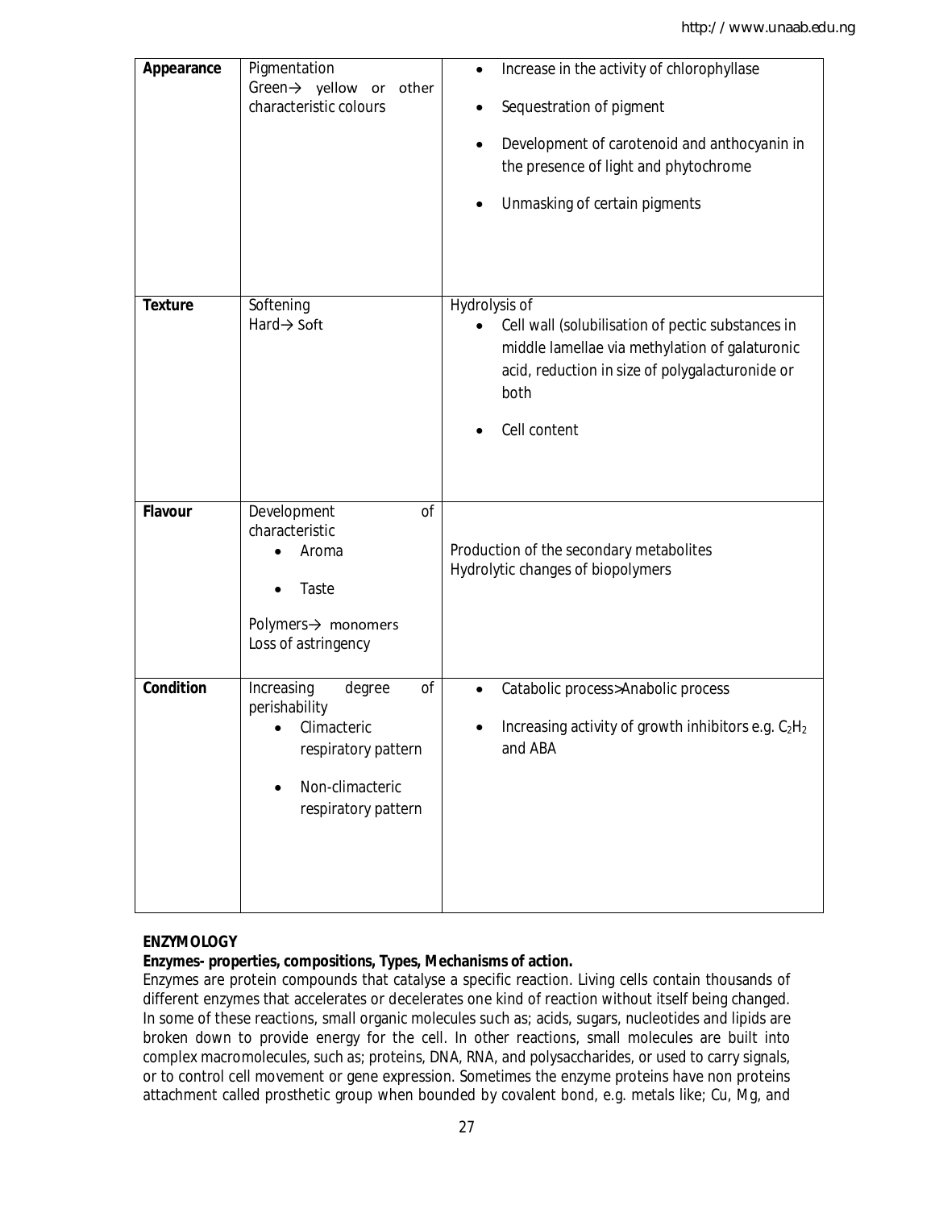| Appearance | Pigmentation<br>Green→ yellow or other characteristic colours | • Increase in the activity of chlorophyllase<br>• Sequestration of pigment<br>• Development of carotenoid and anthocyanin in the presence of light and phytochrome<br>• Unmasking of certain pigments |
|---|---|---|
| **Texture** | Softening<br>Hard→ Soft | Hydrolysis of<br>• Cell wall (solubilisation of pectic substances in middle lamellae via methylation of galaturonic acid, reduction in size of polygalacturonide or both<br>• Cell content |
| **Flavour** | Development of characteristic<br>• Aroma<br>• Taste<br>Polymers→ monomers<br>Loss of astringency | Production of the secondary metabolites<br>Hydrolytic changes of biopolymers |
| **Condition** | Increasing degree of perishability<br>• Climacteric respiratory pattern<br>• Non-climacteric respiratory pattern | • Catabolic process>Anabolic process<br>• Increasing activity of growth inhibitors e.g. $C_2H_2$ and ABA |

**ENZYMOLOGY**

**Enzymes- properties, compositions, Types, Mechanisms of action.**

Enzymes are protein compounds that catalyse a specific reaction. Living cells contain thousands of different enzymes that accelerates or decelerates one kind of reaction without itself being changed. In some of these reactions, small organic molecules such as; acids, sugars, nucleotides and lipids are broken down to provide energy for the cell. In other reactions, small molecules are built into complex macromolecules, such as; proteins, DNA, RNA, and polysaccharides, or used to carry signals, or to control cell movement or gene expression. Sometimes the enzyme proteins have non proteins attachment called prosthetic group when bounded by covalent bond, e.g. metals like; Cu, Mg, and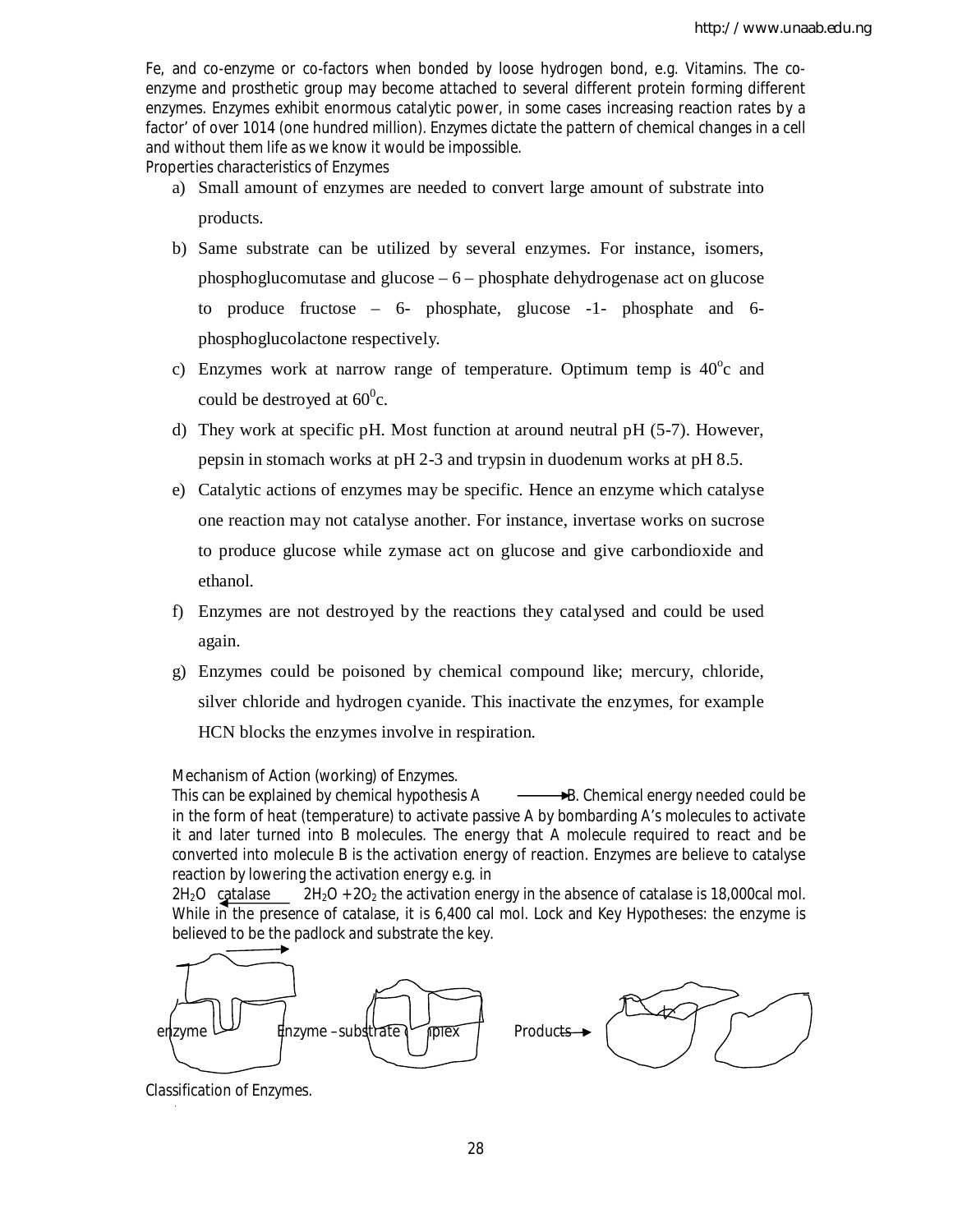Fe, and co-enzyme or co-factors when bonded by loose hydrogen bond, e.g. Vitamins. The co-enzyme and prosthetic group may become attached to several different protein forming different enzymes. Enzymes exhibit enormous catalytic power, in some cases increasing reaction rates by a factor' of over 1014 (one hundred million). Enzymes dictate the pattern of chemical changes in a cell and without them life as we know it would be impossible.

Properties characteristics of Enzymes

a) Small amount of enzymes are needed to convert large amount of substrate into products.

b) Same substrate can be utilized by several enzymes. For instance, isomers, phosphoglucomutase and glucose – 6 – phosphate dehydrogenase act on glucose to produce fructose – 6- phosphate, glucose -1- phosphate and 6-phosphoglucolactone respectively.

c) Enzymes work at narrow range of temperature. Optimum temp is $40^oc$ and could be destroyed at $60^0c$.

d) They work at specific pH. Most function at around neutral pH (5-7). However, pepsin in stomach works at pH 2-3 and trypsin in duodenum works at pH 8.5.

e) Catalytic actions of enzymes may be specific. Hence an enzyme which catalyse one reaction may not catalyse another. For instance, invertase works on sucrose to produce glucose while zymase act on glucose and give carbondioxide and ethanol.

f) Enzymes are not destroyed by the reactions they catalysed and could be used again.

g) Enzymes could be poisoned by chemical compound like; mercury, chloride, silver chloride and hydrogen cyanide. This inactivate the enzymes, for example HCN blocks the enzymes involve in respiration.

Mechanism of Action (working) of Enzymes.

This can be explained by chemical hypothesis A $\longrightarrow$ B. Chemical energy needed could be in the form of heat (temperature) to activate passive A by bombarding A's molecules to activate it and later turned into B molecules. The energy that A molecule required to react and be converted into molecule B is the activation energy of reaction. Enzymes are believe to catalyse reaction by lowering the activation energy e.g. in

$2H_2O \xleftarrow{\text{catalase}} 2H_2O + 2O_2$ the activation energy in the absence of catalase is 18,000cal mol. While in the presence of catalase, it is 6,400 cal mol. Lock and Key Hypotheses: the enzyme is believed to be the padlock and substrate the key.

enzyme Enzyme –substrate complex Products

Classification of Enzymes.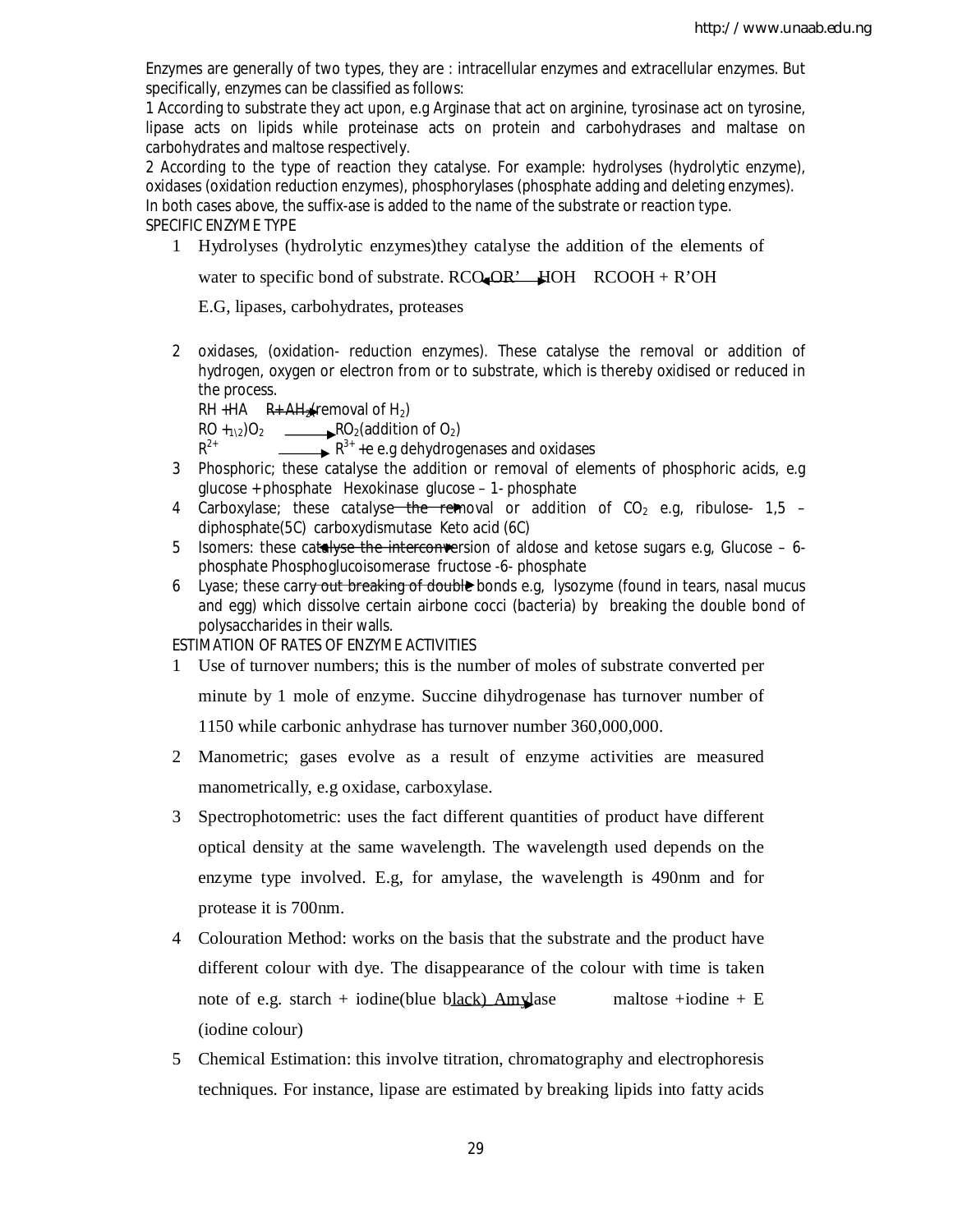Enzymes are generally of two types, they are : intracellular enzymes and extracellular enzymes. But specifically, enzymes can be classified as follows:

1 According to substrate they act upon, e.g Arginase that act on arginine, tyrosinase act on tyrosine, lipase acts on lipids while proteinase acts on protein and carbohydrases and maltase on carbohydrates and maltose respectively.

2 According to the type of reaction they catalyse. For example: hydrolyses (hydrolytic enzyme), oxidases (oxidation reduction enzymes), phosphorylases (phosphate adding and deleting enzymes).

In both cases above, the suffix-ase is added to the name of the substrate or reaction type.

SPECIFIC ENZYME TYPE

1. Hydrolyses (hydrolytic enzymes)they catalyse the addition of the elements of water to specific bond of substrate. RCO-OR' HOH RCOOH + R'OH

   E.G, lipases, carbohydrates, proteases

2. oxidases, (oxidation- reduction enzymes). These catalyse the removal or addition of hydrogen, oxygen or electron from or to substrate, which is thereby oxidised or reduced in the process.

   RH +HA → R+ $AH_2$ (removal of $H_2$)

   RO + $_{1\backslash 2}$) $O_2$ → $RO_2$ (addition of $O_2$)

   $R^{2+}$ → $R^{3+}$ +e e.g dehydrogenases and oxidases

3. Phosphoric; these catalyse the addition or removal of elements of phosphoric acids, e.g glucose + phosphate Hexokinase glucose – 1- phosphate
4. Carboxylase; these catalyse the removal or addition of $CO_2$ e.g, ribulose- 1,5 – diphosphate(5C) carboxydismutase Keto acid (6C)
5. Isomers: these catalyse the interconversion of aldose and ketose sugars e.g, Glucose – 6- phosphate Phosphoglucoisomerase fructose -6- phosphate
6. Lyase; these carry out breaking of double bonds e.g, lysozyme (found in tears, nasal mucus and egg) which dissolve certain airbone cocci (bacteria) by breaking the double bond of polysaccharides in their walls.

ESTIMATION OF RATES OF ENZYME ACTIVITIES

1. Use of turnover numbers; this is the number of moles of substrate converted per minute by 1 mole of enzyme. Succine dihydrogenase has turnover number of 1150 while carbonic anhydrase has turnover number 360,000,000.
2. Manometric; gases evolve as a result of enzyme activities are measured manometrically, e.g oxidase, carboxylase.
3. Spectrophotometric: uses the fact different quantities of product have different optical density at the same wavelength. The wavelength used depends on the enzyme type involved. E.g, for amylase, the wavelength is 490nm and for protease it is 700nm.
4. Colouration Method: works on the basis that the substrate and the product have different colour with dye. The disappearance of the colour with time is taken note of e.g. starch + iodine(blue black) Amylase → maltose +iodine + E (iodine colour)
5. Chemical Estimation: this involve titration, chromatography and electrophoresis techniques. For instance, lipase are estimated by breaking lipids into fatty acids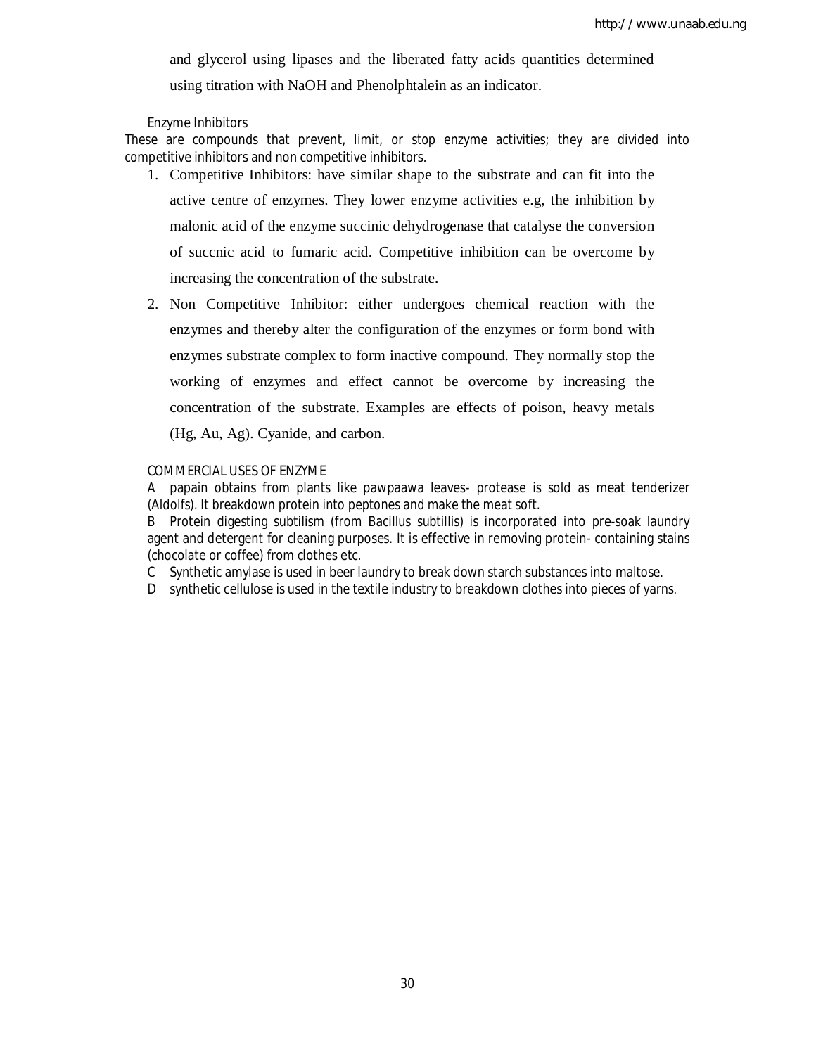and glycerol using lipases and the liberated fatty acids quantities determined using titration with NaOH and Phenolphtalein as an indicator.

### Enzyme Inhibitors

These are compounds that prevent, limit, or stop enzyme activities; they are divided into competitive inhibitors and non competitive inhibitors.

1. Competitive Inhibitors: have similar shape to the substrate and can fit into the active centre of enzymes. They lower enzyme activities e.g, the inhibition by malonic acid of the enzyme succinic dehydrogenase that catalyse the conversion of succnic acid to fumaric acid. Competitive inhibition can be overcome by increasing the concentration of the substrate.
2. Non Competitive Inhibitor: either undergoes chemical reaction with the enzymes and thereby alter the configuration of the enzymes or form bond with enzymes substrate complex to form inactive compound. They normally stop the working of enzymes and effect cannot be overcome by increasing the concentration of the substrate. Examples are effects of poison, heavy metals (Hg, Au, Ag). Cyanide, and carbon.

### COMMERCIAL USES OF ENZYME

A papain obtains from plants like pawpaawa leaves- protease is sold as meat tenderizer (Aldolfs). It breakdown protein into peptones and make the meat soft.

B Protein digesting subtilism (from Bacillus subtillis) is incorporated into pre-soak laundry agent and detergent for cleaning purposes. It is effective in removing protein- containing stains (chocolate or coffee) from clothes etc.

C Synthetic amylase is used in beer laundry to break down starch substances into maltose.

D synthetic cellulose is used in the textile industry to breakdown clothes into pieces of yarns.